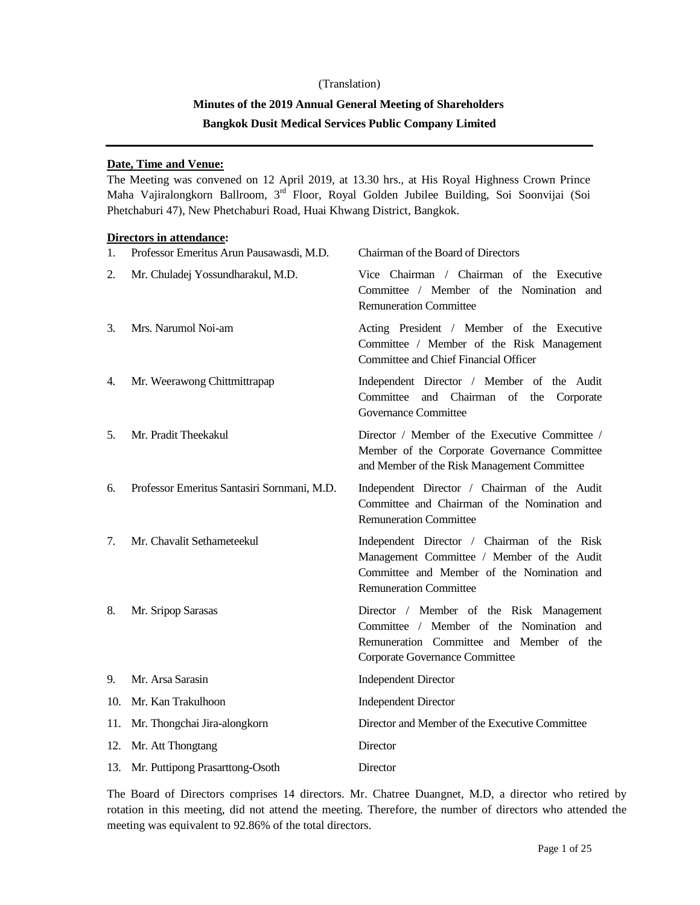(Translation)

# Minutes of the 2019 Annual General Meeting of Shareholders
# Bangkok Dusit Medical Services Public Company Limited

**Date, Time and Venue:**

The Meeting was convened on 12 April 2019, at 13.30 hrs., at His Royal Highness Crown Prince Maha Vajiralongkorn Ballroom, 3rd Floor, Royal Golden Jubilee Building, Soi Soonvijai (Soi Phetchaburi 47), New Phetchaburi Road, Huai Khwang District, Bangkok.

**Directors in attendance:**

| No. | Name | Position |
|---|---|---|
| 1. | Professor Emeritus Arun Pausawasdi, M.D. | Chairman of the Board of Directors |
| 2. | Mr. Chuladej Yossundharakul, M.D. | Vice Chairman / Chairman of the Executive Committee / Member of the Nomination and Remuneration Committee |
| 3. | Mrs. Narumol Noi-am | Acting President / Member of the Executive Committee / Member of the Risk Management Committee and Chief Financial Officer |
| 4. | Mr. Weerawong Chittmittrapap | Independent Director / Member of the Audit Committee and Chairman of the Corporate Governance Committee |
| 5. | Mr. Pradit Theekakul | Director / Member of the Executive Committee / Member of the Corporate Governance Committee and Member of the Risk Management Committee |
| 6. | Professor Emeritus Santasiri Sornmani, M.D. | Independent Director / Chairman of the Audit Committee and Chairman of the Nomination and Remuneration Committee |
| 7. | Mr. Chavalit Sethameteekul | Independent Director / Chairman of the Risk Management Committee / Member of the Audit Committee and Member of the Nomination and Remuneration Committee |
| 8. | Mr. Sripop Sarasas | Director / Member of the Risk Management Committee / Member of the Nomination and Remuneration Committee and Member of the Corporate Governance Committee |
| 9. | Mr. Arsa Sarasin | Independent Director |
| 10. | Mr. Kan Trakulhoon | Independent Director |
| 11. | Mr. Thongchai Jira-alongkorn | Director and Member of the Executive Committee |
| 12. | Mr. Att Thongtang | Director |
| 13. | Mr. Puttipong Prasarttong-Osoth | Director |

The Board of Directors comprises 14 directors. Mr. Chatree Duangnet, M.D, a director who retired by rotation in this meeting, did not attend the meeting. Therefore, the number of directors who attended the meeting was equivalent to 92.86% of the total directors.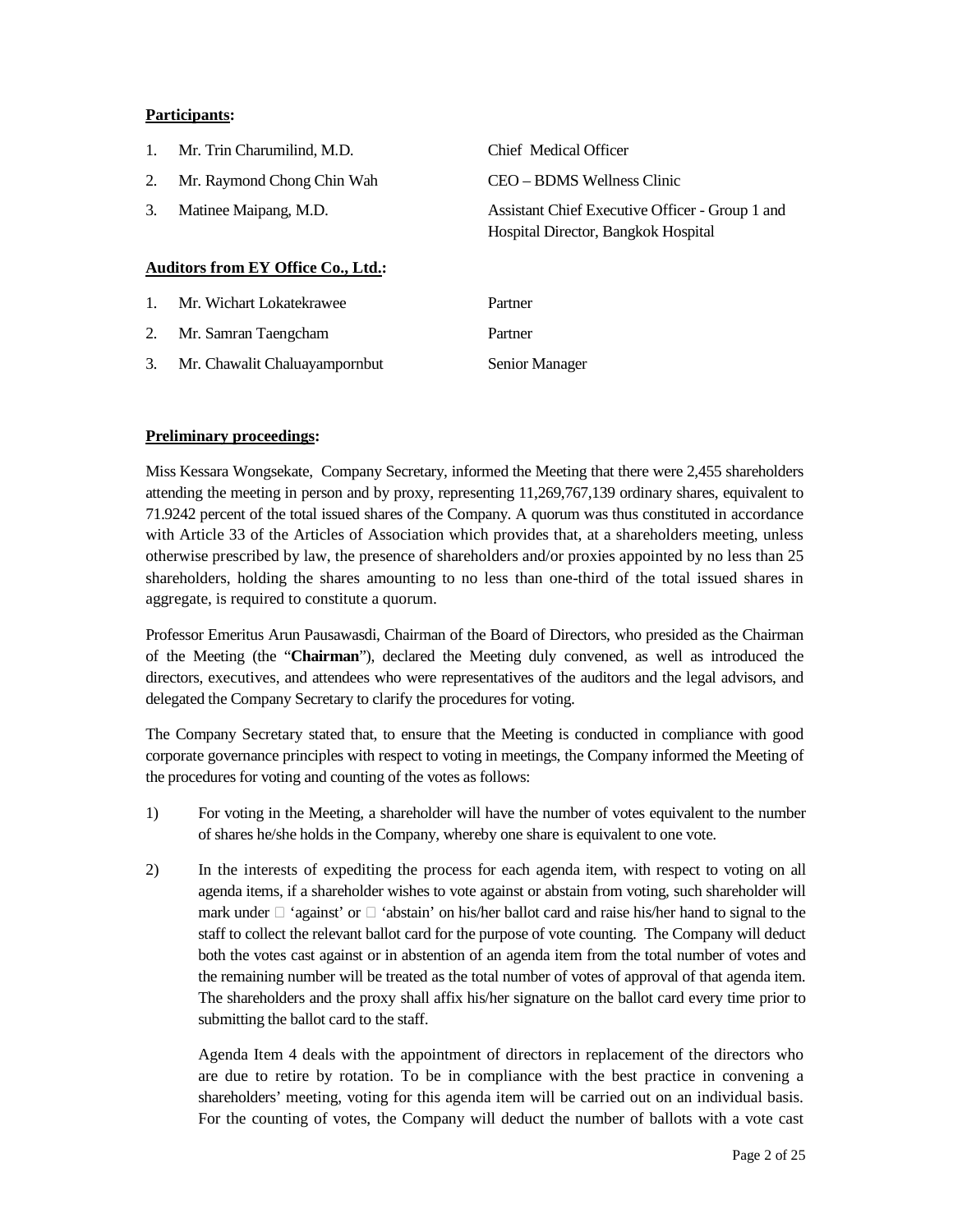**Participants:**

| | | |
|---|---|---|
| 1. | Mr. Trin Charumilind, M.D. | Chief Medical Officer |
| 2. | Mr. Raymond Chong Chin Wah | CEO – BDMS Wellness Clinic |
| 3. | Matinee Maipang, M.D. | Assistant Chief Executive Officer - Group 1 and Hospital Director, Bangkok Hospital |

**Auditors from EY Office Co., Ltd.:**

| | | |
|---|---|---|
| 1. | Mr. Wichart Lokatekrawee | Partner |
| 2. | Mr. Samran Taengcham | Partner |
| 3. | Mr. Chawalit Chaluayampornbut | Senior Manager |

**Preliminary proceedings:**

Miss Kessara Wongsekate, Company Secretary, informed the Meeting that there were 2,455 shareholders attending the meeting in person and by proxy, representing 11,269,767,139 ordinary shares, equivalent to 71.9242 percent of the total issued shares of the Company. A quorum was thus constituted in accordance with Article 33 of the Articles of Association which provides that, at a shareholders meeting, unless otherwise prescribed by law, the presence of shareholders and/or proxies appointed by no less than 25 shareholders, holding the shares amounting to no less than one-third of the total issued shares in aggregate, is required to constitute a quorum.

Professor Emeritus Arun Pausawasdi, Chairman of the Board of Directors, who presided as the Chairman of the Meeting (the "**Chairman**"), declared the Meeting duly convened, as well as introduced the directors, executives, and attendees who were representatives of the auditors and the legal advisors, and delegated the Company Secretary to clarify the procedures for voting.

The Company Secretary stated that, to ensure that the Meeting is conducted in compliance with good corporate governance principles with respect to voting in meetings, the Company informed the Meeting of the procedures for voting and counting of the votes as follows:

1) For voting in the Meeting, a shareholder will have the number of votes equivalent to the number of shares he/she holds in the Company, whereby one share is equivalent to one vote.

2) In the interests of expediting the process for each agenda item, with respect to voting on all agenda items, if a shareholder wishes to vote against or abstain from voting, such shareholder will mark under □ 'against' or □ 'abstain' on his/her ballot card and raise his/her hand to signal to the staff to collect the relevant ballot card for the purpose of vote counting. The Company will deduct both the votes cast against or in abstention of an agenda item from the total number of votes and the remaining number will be treated as the total number of votes of approval of that agenda item. The shareholders and the proxy shall affix his/her signature on the ballot card every time prior to submitting the ballot card to the staff.

   Agenda Item 4 deals with the appointment of directors in replacement of the directors who are due to retire by rotation. To be in compliance with the best practice in convening a shareholders' meeting, voting for this agenda item will be carried out on an individual basis. For the counting of votes, the Company will deduct the number of ballots with a vote cast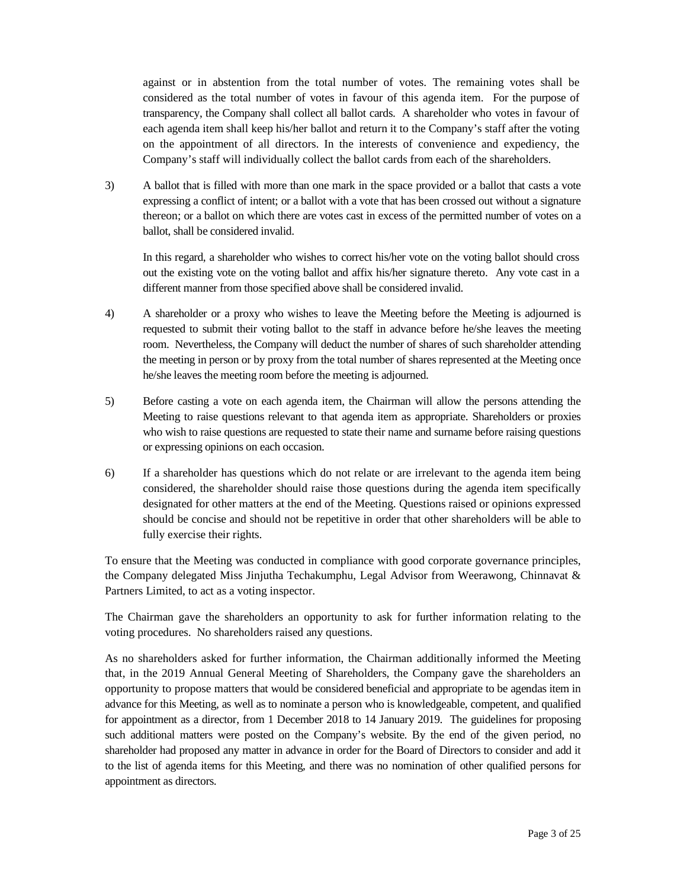against or in abstention from the total number of votes. The remaining votes shall be considered as the total number of votes in favour of this agenda item. For the purpose of transparency, the Company shall collect all ballot cards. A shareholder who votes in favour of each agenda item shall keep his/her ballot and return it to the Company's staff after the voting on the appointment of all directors. In the interests of convenience and expediency, the Company's staff will individually collect the ballot cards from each of the shareholders.

3) A ballot that is filled with more than one mark in the space provided or a ballot that casts a vote expressing a conflict of intent; or a ballot with a vote that has been crossed out without a signature thereon; or a ballot on which there are votes cast in excess of the permitted number of votes on a ballot, shall be considered invalid.

   In this regard, a shareholder who wishes to correct his/her vote on the voting ballot should cross out the existing vote on the voting ballot and affix his/her signature thereto. Any vote cast in a different manner from those specified above shall be considered invalid.

4) A shareholder or a proxy who wishes to leave the Meeting before the Meeting is adjourned is requested to submit their voting ballot to the staff in advance before he/she leaves the meeting room. Nevertheless, the Company will deduct the number of shares of such shareholder attending the meeting in person or by proxy from the total number of shares represented at the Meeting once he/she leaves the meeting room before the meeting is adjourned.

5) Before casting a vote on each agenda item, the Chairman will allow the persons attending the Meeting to raise questions relevant to that agenda item as appropriate. Shareholders or proxies who wish to raise questions are requested to state their name and surname before raising questions or expressing opinions on each occasion.

6) If a shareholder has questions which do not relate or are irrelevant to the agenda item being considered, the shareholder should raise those questions during the agenda item specifically designated for other matters at the end of the Meeting. Questions raised or opinions expressed should be concise and should not be repetitive in order that other shareholders will be able to fully exercise their rights.

To ensure that the Meeting was conducted in compliance with good corporate governance principles, the Company delegated Miss Jinjutha Techakumphu, Legal Advisor from Weerawong, Chinnavat & Partners Limited, to act as a voting inspector.

The Chairman gave the shareholders an opportunity to ask for further information relating to the voting procedures. No shareholders raised any questions.

As no shareholders asked for further information, the Chairman additionally informed the Meeting that, in the 2019 Annual General Meeting of Shareholders, the Company gave the shareholders an opportunity to propose matters that would be considered beneficial and appropriate to be agendas item in advance for this Meeting, as well as to nominate a person who is knowledgeable, competent, and qualified for appointment as a director, from 1 December 2018 to 14 January 2019. The guidelines for proposing such additional matters were posted on the Company's website. By the end of the given period, no shareholder had proposed any matter in advance in order for the Board of Directors to consider and add it to the list of agenda items for this Meeting, and there was no nomination of other qualified persons for appointment as directors.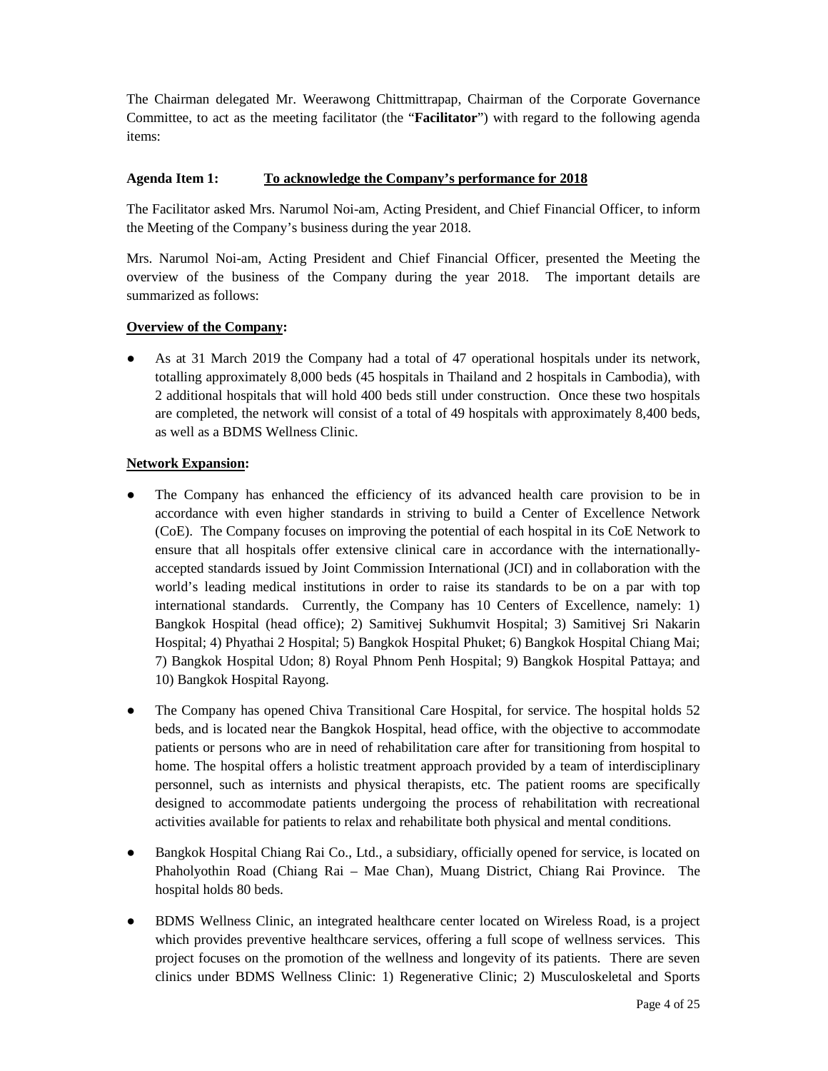The Chairman delegated Mr. Weerawong Chittmittrapap, Chairman of the Corporate Governance Committee, to act as the meeting facilitator (the "**Facilitator**") with regard to the following agenda items:

**Agenda Item 1:** <u>**To acknowledge the Company's performance for 2018**</u>

The Facilitator asked Mrs. Narumol Noi-am, Acting President, and Chief Financial Officer, to inform the Meeting of the Company's business during the year 2018.

Mrs. Narumol Noi-am, Acting President and Chief Financial Officer, presented the Meeting the overview of the business of the Company during the year 2018. The important details are summarized as follows:

<u>**Overview of the Company**</u>**:**

- As at 31 March 2019 the Company had a total of 47 operational hospitals under its network, totalling approximately 8,000 beds (45 hospitals in Thailand and 2 hospitals in Cambodia), with 2 additional hospitals that will hold 400 beds still under construction. Once these two hospitals are completed, the network will consist of a total of 49 hospitals with approximately 8,400 beds, as well as a BDMS Wellness Clinic.

<u>**Network Expansion**</u>**:**

- The Company has enhanced the efficiency of its advanced health care provision to be in accordance with even higher standards in striving to build a Center of Excellence Network (CoE). The Company focuses on improving the potential of each hospital in its CoE Network to ensure that all hospitals offer extensive clinical care in accordance with the internationally-accepted standards issued by Joint Commission International (JCI) and in collaboration with the world's leading medical institutions in order to raise its standards to be on a par with top international standards. Currently, the Company has 10 Centers of Excellence, namely: 1) Bangkok Hospital (head office); 2) Samitivej Sukhumvit Hospital; 3) Samitivej Sri Nakarin Hospital; 4) Phyathai 2 Hospital; 5) Bangkok Hospital Phuket; 6) Bangkok Hospital Chiang Mai; 7) Bangkok Hospital Udon; 8) Royal Phnom Penh Hospital; 9) Bangkok Hospital Pattaya; and 10) Bangkok Hospital Rayong.

- The Company has opened Chiva Transitional Care Hospital, for service. The hospital holds 52 beds, and is located near the Bangkok Hospital, head office, with the objective to accommodate patients or persons who are in need of rehabilitation care after for transitioning from hospital to home. The hospital offers a holistic treatment approach provided by a team of interdisciplinary personnel, such as internists and physical therapists, etc. The patient rooms are specifically designed to accommodate patients undergoing the process of rehabilitation with recreational activities available for patients to relax and rehabilitate both physical and mental conditions.

- Bangkok Hospital Chiang Rai Co., Ltd., a subsidiary, officially opened for service, is located on Phaholyothin Road (Chiang Rai – Mae Chan), Muang District, Chiang Rai Province. The hospital holds 80 beds.

- BDMS Wellness Clinic, an integrated healthcare center located on Wireless Road, is a project which provides preventive healthcare services, offering a full scope of wellness services. This project focuses on the promotion of the wellness and longevity of its patients. There are seven clinics under BDMS Wellness Clinic: 1) Regenerative Clinic; 2) Musculoskeletal and Sports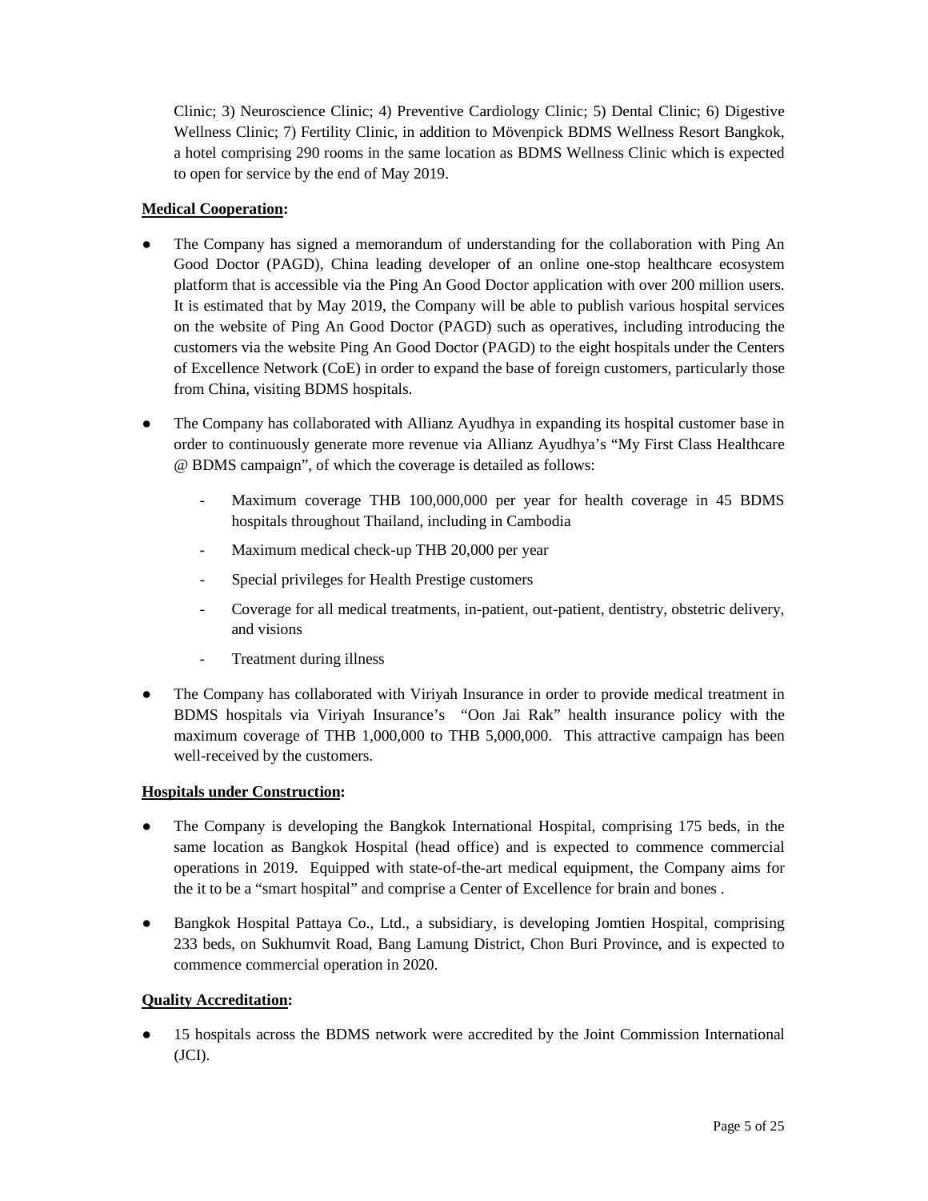Clinic; 3) Neuroscience Clinic; 4) Preventive Cardiology Clinic; 5) Dental Clinic; 6) Digestive Wellness Clinic; 7) Fertility Clinic, in addition to Mövenpick BDMS Wellness Resort Bangkok, a hotel comprising 290 rooms in the same location as BDMS Wellness Clinic which is expected to open for service by the end of May 2019.

**Medical Cooperation:**

- The Company has signed a memorandum of understanding for the collaboration with Ping An Good Doctor (PAGD), China leading developer of an online one-stop healthcare ecosystem platform that is accessible via the Ping An Good Doctor application with over 200 million users. It is estimated that by May 2019, the Company will be able to publish various hospital services on the website of Ping An Good Doctor (PAGD) such as operatives, including introducing the customers via the website Ping An Good Doctor (PAGD) to the eight hospitals under the Centers of Excellence Network (CoE) in order to expand the base of foreign customers, particularly those from China, visiting BDMS hospitals.

- The Company has collaborated with Allianz Ayudhya in expanding its hospital customer base in order to continuously generate more revenue via Allianz Ayudhya's "My First Class Healthcare @ BDMS campaign", of which the coverage is detailed as follows:
    - Maximum coverage THB 100,000,000 per year for health coverage in 45 BDMS hospitals throughout Thailand, including in Cambodia
    - Maximum medical check-up THB 20,000 per year
    - Special privileges for Health Prestige customers
    - Coverage for all medical treatments, in-patient, out-patient, dentistry, obstetric delivery, and visions
    - Treatment during illness

- The Company has collaborated with Viriyah Insurance in order to provide medical treatment in BDMS hospitals via Viriyah Insurance's "Oon Jai Rak" health insurance policy with the maximum coverage of THB 1,000,000 to THB 5,000,000. This attractive campaign has been well-received by the customers.

**Hospitals under Construction:**

- The Company is developing the Bangkok International Hospital, comprising 175 beds, in the same location as Bangkok Hospital (head office) and is expected to commence commercial operations in 2019. Equipped with state-of-the-art medical equipment, the Company aims for the it to be a "smart hospital" and comprise a Center of Excellence for brain and bones .

- Bangkok Hospital Pattaya Co., Ltd., a subsidiary, is developing Jomtien Hospital, comprising 233 beds, on Sukhumvit Road, Bang Lamung District, Chon Buri Province, and is expected to commence commercial operation in 2020.

**Quality Accreditation:**

- 15 hospitals across the BDMS network were accredited by the Joint Commission International (JCI).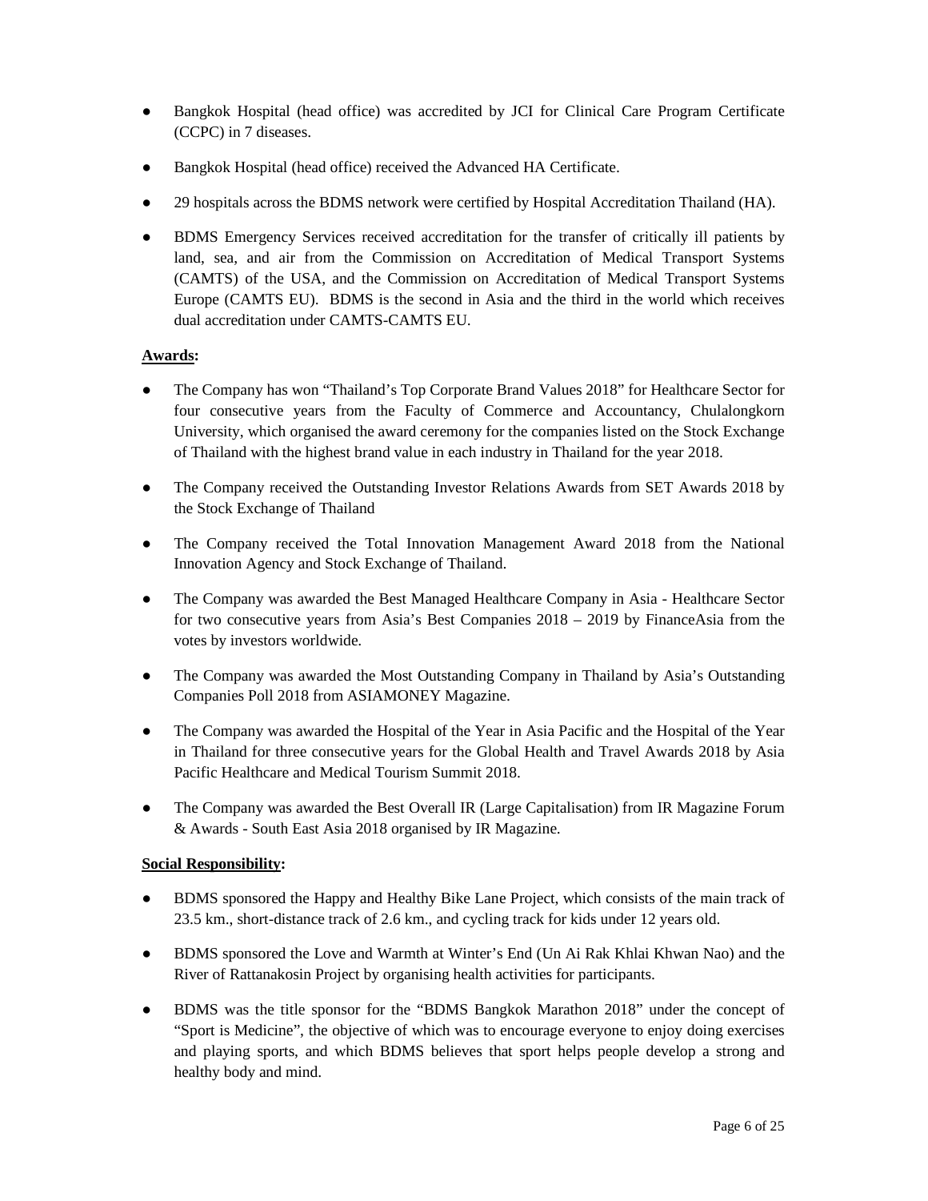- Bangkok Hospital (head office) was accredited by JCI for Clinical Care Program Certificate (CCPC) in 7 diseases.
- Bangkok Hospital (head office) received the Advanced HA Certificate.
- 29 hospitals across the BDMS network were certified by Hospital Accreditation Thailand (HA).
- BDMS Emergency Services received accreditation for the transfer of critically ill patients by land, sea, and air from the Commission on Accreditation of Medical Transport Systems (CAMTS) of the USA, and the Commission on Accreditation of Medical Transport Systems Europe (CAMTS EU). BDMS is the second in Asia and the third in the world which receives dual accreditation under CAMTS-CAMTS EU.

**<u>Awards</u>:**

- The Company has won "Thailand's Top Corporate Brand Values 2018" for Healthcare Sector for four consecutive years from the Faculty of Commerce and Accountancy, Chulalongkorn University, which organised the award ceremony for the companies listed on the Stock Exchange of Thailand with the highest brand value in each industry in Thailand for the year 2018.
- The Company received the Outstanding Investor Relations Awards from SET Awards 2018 by the Stock Exchange of Thailand
- The Company received the Total Innovation Management Award 2018 from the National Innovation Agency and Stock Exchange of Thailand.
- The Company was awarded the Best Managed Healthcare Company in Asia - Healthcare Sector for two consecutive years from Asia's Best Companies 2018 – 2019 by FinanceAsia from the votes by investors worldwide.
- The Company was awarded the Most Outstanding Company in Thailand by Asia's Outstanding Companies Poll 2018 from ASIAMONEY Magazine.
- The Company was awarded the Hospital of the Year in Asia Pacific and the Hospital of the Year in Thailand for three consecutive years for the Global Health and Travel Awards 2018 by Asia Pacific Healthcare and Medical Tourism Summit 2018.
- The Company was awarded the Best Overall IR (Large Capitalisation) from IR Magazine Forum & Awards - South East Asia 2018 organised by IR Magazine.

**<u>Social Responsibility</u>:**

- BDMS sponsored the Happy and Healthy Bike Lane Project, which consists of the main track of 23.5 km., short-distance track of 2.6 km., and cycling track for kids under 12 years old.
- BDMS sponsored the Love and Warmth at Winter's End (Un Ai Rak Khlai Khwan Nao) and the River of Rattanakosin Project by organising health activities for participants.
- BDMS was the title sponsor for the "BDMS Bangkok Marathon 2018" under the concept of "Sport is Medicine", the objective of which was to encourage everyone to enjoy doing exercises and playing sports, and which BDMS believes that sport helps people develop a strong and healthy body and mind.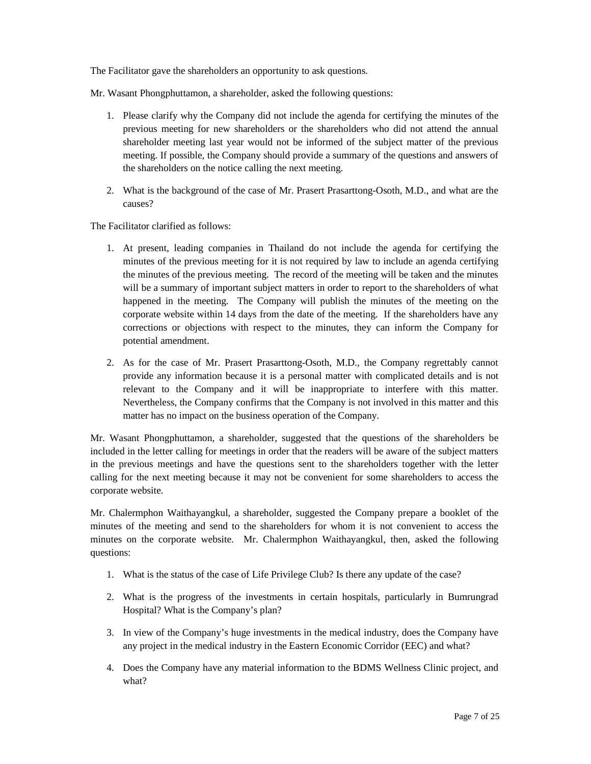The Facilitator gave the shareholders an opportunity to ask questions.

Mr. Wasant Phongphuttamon, a shareholder, asked the following questions:

1. Please clarify why the Company did not include the agenda for certifying the minutes of the previous meeting for new shareholders or the shareholders who did not attend the annual shareholder meeting last year would not be informed of the subject matter of the previous meeting. If possible, the Company should provide a summary of the questions and answers of the shareholders on the notice calling the next meeting.

2. What is the background of the case of Mr. Prasert Prasarttong-Osoth, M.D., and what are the causes?

The Facilitator clarified as follows:

1. At present, leading companies in Thailand do not include the agenda for certifying the minutes of the previous meeting for it is not required by law to include an agenda certifying the minutes of the previous meeting. The record of the meeting will be taken and the minutes will be a summary of important subject matters in order to report to the shareholders of what happened in the meeting. The Company will publish the minutes of the meeting on the corporate website within 14 days from the date of the meeting. If the shareholders have any corrections or objections with respect to the minutes, they can inform the Company for potential amendment.

2. As for the case of Mr. Prasert Prasarttong-Osoth, M.D., the Company regrettably cannot provide any information because it is a personal matter with complicated details and is not relevant to the Company and it will be inappropriate to interfere with this matter. Nevertheless, the Company confirms that the Company is not involved in this matter and this matter has no impact on the business operation of the Company.

Mr. Wasant Phongphuttamon, a shareholder, suggested that the questions of the shareholders be included in the letter calling for meetings in order that the readers will be aware of the subject matters in the previous meetings and have the questions sent to the shareholders together with the letter calling for the next meeting because it may not be convenient for some shareholders to access the corporate website.

Mr. Chalermphon Waithayangkul, a shareholder, suggested the Company prepare a booklet of the minutes of the meeting and send to the shareholders for whom it is not convenient to access the minutes on the corporate website. Mr. Chalermphon Waithayangkul, then, asked the following questions:

1. What is the status of the case of Life Privilege Club? Is there any update of the case?

2. What is the progress of the investments in certain hospitals, particularly in Bumrungrad Hospital? What is the Company's plan?

3. In view of the Company's huge investments in the medical industry, does the Company have any project in the medical industry in the Eastern Economic Corridor (EEC) and what?

4. Does the Company have any material information to the BDMS Wellness Clinic project, and what?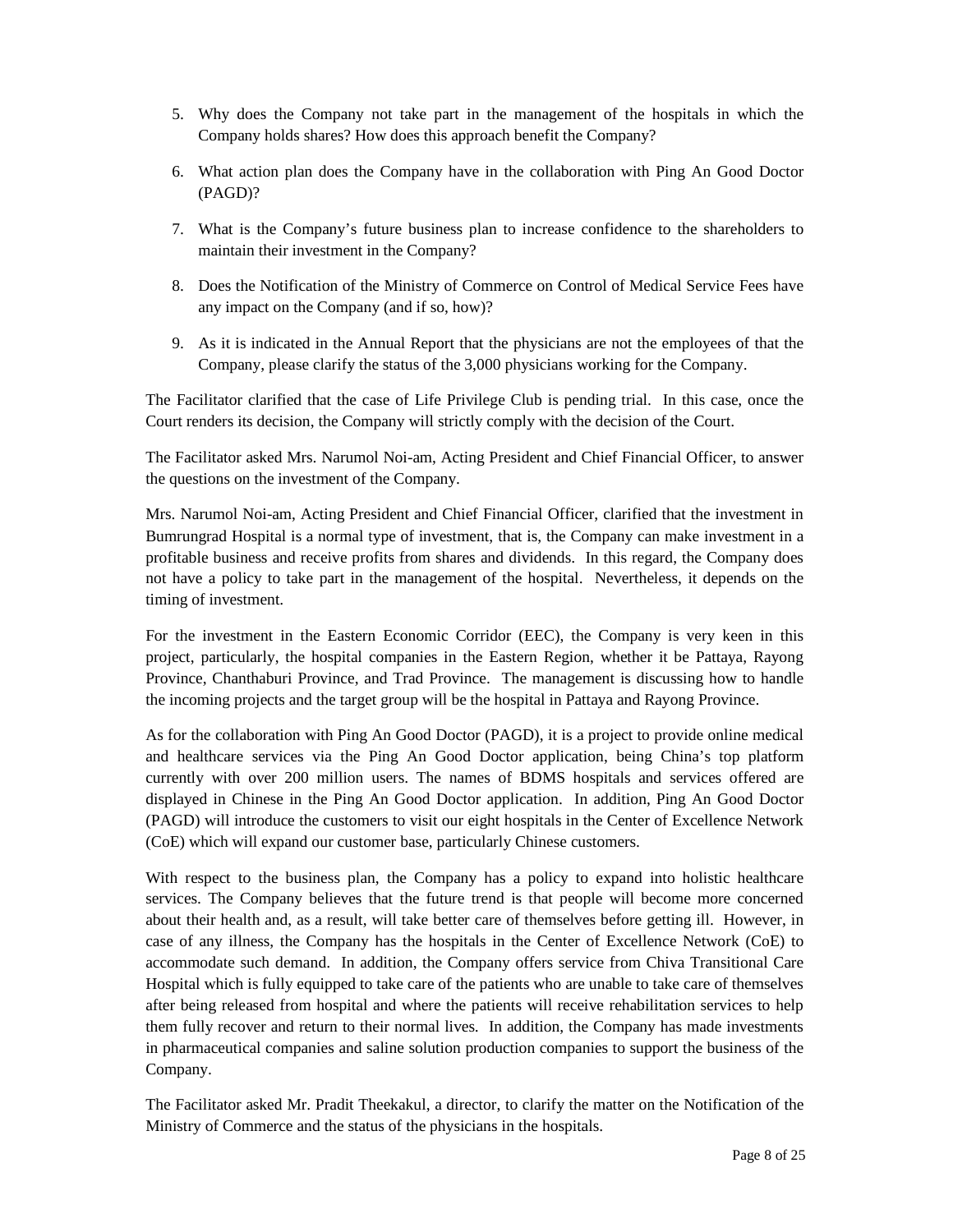5. Why does the Company not take part in the management of the hospitals in which the Company holds shares? How does this approach benefit the Company?

6. What action plan does the Company have in the collaboration with Ping An Good Doctor (PAGD)?

7. What is the Company's future business plan to increase confidence to the shareholders to maintain their investment in the Company?

8. Does the Notification of the Ministry of Commerce on Control of Medical Service Fees have any impact on the Company (and if so, how)?

9. As it is indicated in the Annual Report that the physicians are not the employees of that the Company, please clarify the status of the 3,000 physicians working for the Company.

The Facilitator clarified that the case of Life Privilege Club is pending trial. In this case, once the Court renders its decision, the Company will strictly comply with the decision of the Court.

The Facilitator asked Mrs. Narumol Noi-am, Acting President and Chief Financial Officer, to answer the questions on the investment of the Company.

Mrs. Narumol Noi-am, Acting President and Chief Financial Officer, clarified that the investment in Bumrungrad Hospital is a normal type of investment, that is, the Company can make investment in a profitable business and receive profits from shares and dividends. In this regard, the Company does not have a policy to take part in the management of the hospital. Nevertheless, it depends on the timing of investment.

For the investment in the Eastern Economic Corridor (EEC), the Company is very keen in this project, particularly, the hospital companies in the Eastern Region, whether it be Pattaya, Rayong Province, Chanthaburi Province, and Trad Province. The management is discussing how to handle the incoming projects and the target group will be the hospital in Pattaya and Rayong Province.

As for the collaboration with Ping An Good Doctor (PAGD), it is a project to provide online medical and healthcare services via the Ping An Good Doctor application, being China's top platform currently with over 200 million users. The names of BDMS hospitals and services offered are displayed in Chinese in the Ping An Good Doctor application. In addition, Ping An Good Doctor (PAGD) will introduce the customers to visit our eight hospitals in the Center of Excellence Network (CoE) which will expand our customer base, particularly Chinese customers.

With respect to the business plan, the Company has a policy to expand into holistic healthcare services. The Company believes that the future trend is that people will become more concerned about their health and, as a result, will take better care of themselves before getting ill. However, in case of any illness, the Company has the hospitals in the Center of Excellence Network (CoE) to accommodate such demand. In addition, the Company offers service from Chiva Transitional Care Hospital which is fully equipped to take care of the patients who are unable to take care of themselves after being released from hospital and where the patients will receive rehabilitation services to help them fully recover and return to their normal lives. In addition, the Company has made investments in pharmaceutical companies and saline solution production companies to support the business of the Company.

The Facilitator asked Mr. Pradit Theekakul, a director, to clarify the matter on the Notification of the Ministry of Commerce and the status of the physicians in the hospitals.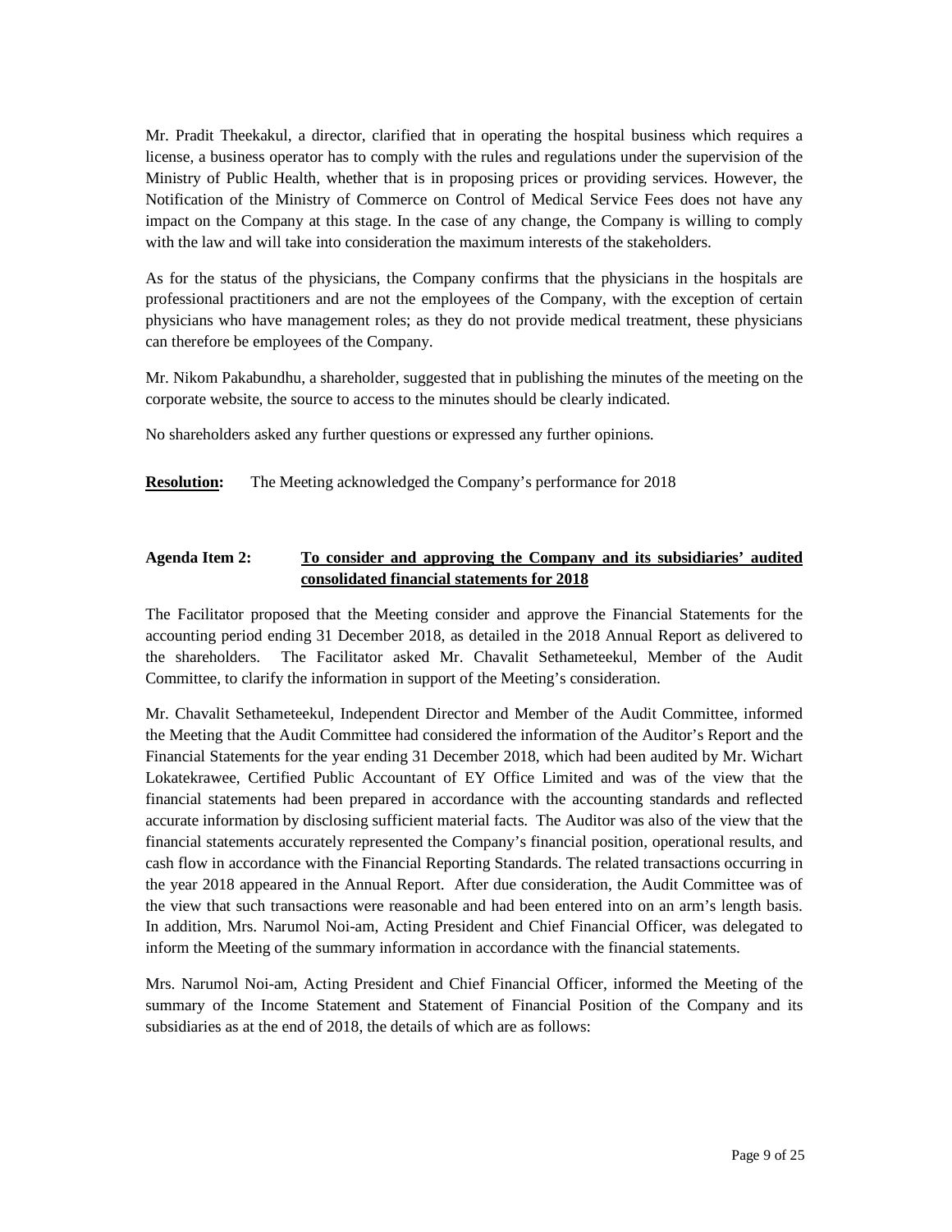Mr. Pradit Theekakul, a director, clarified that in operating the hospital business which requires a license, a business operator has to comply with the rules and regulations under the supervision of the Ministry of Public Health, whether that is in proposing prices or providing services. However, the Notification of the Ministry of Commerce on Control of Medical Service Fees does not have any impact on the Company at this stage. In the case of any change, the Company is willing to comply with the law and will take into consideration the maximum interests of the stakeholders.

As for the status of the physicians, the Company confirms that the physicians in the hospitals are professional practitioners and are not the employees of the Company, with the exception of certain physicians who have management roles; as they do not provide medical treatment, these physicians can therefore be employees of the Company.

Mr. Nikom Pakabundhu, a shareholder, suggested that in publishing the minutes of the meeting on the corporate website, the source to access to the minutes should be clearly indicated.

No shareholders asked any further questions or expressed any further opinions.

**Resolution:** The Meeting acknowledged the Company's performance for 2018

**Agenda Item 2:** **To consider and approving the Company and its subsidiaries' audited consolidated financial statements for 2018**

The Facilitator proposed that the Meeting consider and approve the Financial Statements for the accounting period ending 31 December 2018, as detailed in the 2018 Annual Report as delivered to the shareholders. The Facilitator asked Mr. Chavalit Sethameteekul, Member of the Audit Committee, to clarify the information in support of the Meeting's consideration.

Mr. Chavalit Sethameteekul, Independent Director and Member of the Audit Committee, informed the Meeting that the Audit Committee had considered the information of the Auditor's Report and the Financial Statements for the year ending 31 December 2018, which had been audited by Mr. Wichart Lokatekrawee, Certified Public Accountant of EY Office Limited and was of the view that the financial statements had been prepared in accordance with the accounting standards and reflected accurate information by disclosing sufficient material facts. The Auditor was also of the view that the financial statements accurately represented the Company's financial position, operational results, and cash flow in accordance with the Financial Reporting Standards. The related transactions occurring in the year 2018 appeared in the Annual Report. After due consideration, the Audit Committee was of the view that such transactions were reasonable and had been entered into on an arm's length basis. In addition, Mrs. Narumol Noi-am, Acting President and Chief Financial Officer, was delegated to inform the Meeting of the summary information in accordance with the financial statements.

Mrs. Narumol Noi-am, Acting President and Chief Financial Officer, informed the Meeting of the summary of the Income Statement and Statement of Financial Position of the Company and its subsidiaries as at the end of 2018, the details of which are as follows: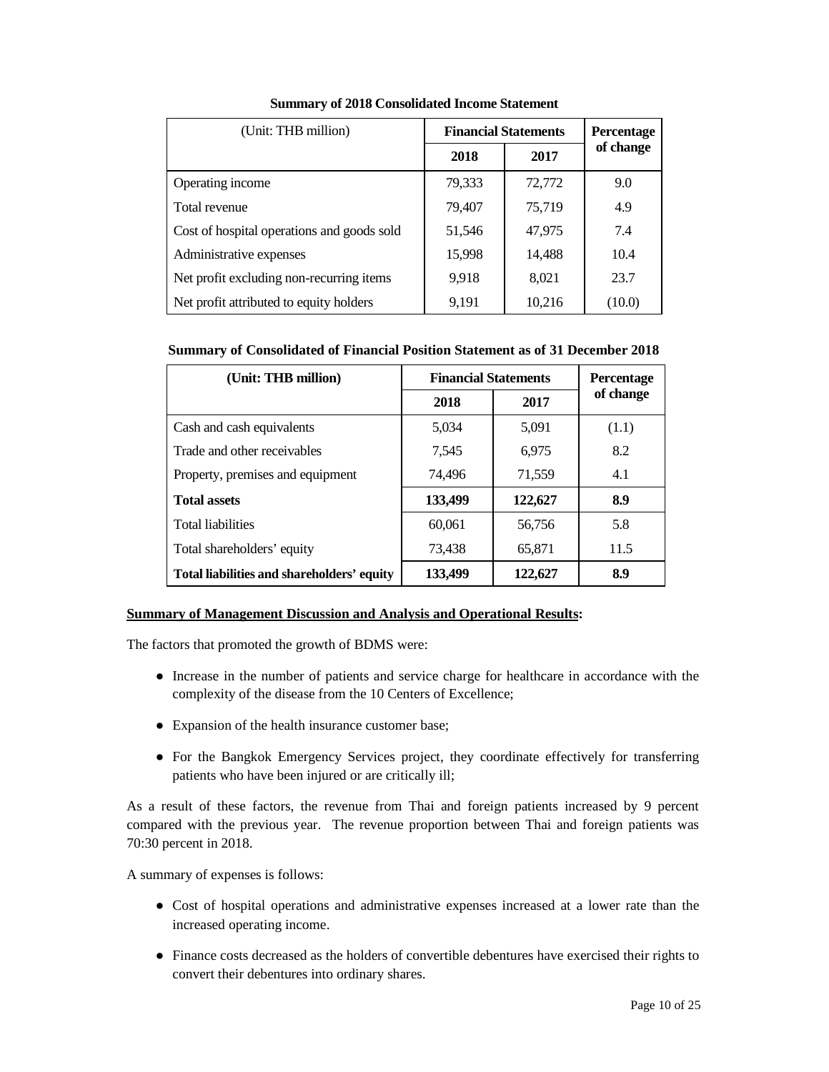**Summary of 2018 Consolidated Income Statement**

| (Unit: THB million) | Financial Statements | | Percentage of change |
|---|---|---|---|
| | 2018 | 2017 | |
| Operating income | 79,333 | 72,772 | 9.0 |
| Total revenue | 79,407 | 75,719 | 4.9 |
| Cost of hospital operations and goods sold | 51,546 | 47,975 | 7.4 |
| Administrative expenses | 15,998 | 14,488 | 10.4 |
| Net profit excluding non-recurring items | 9,918 | 8,021 | 23.7 |
| Net profit attributed to equity holders | 9,191 | 10,216 | (10.0) |

**Summary of Consolidated of Financial Position Statement as of 31 December 2018**

| (Unit: THB million) | Financial Statements | | Percentage of change |
|---|---|---|---|
| | 2018 | 2017 | |
| Cash and cash equivalents | 5,034 | 5,091 | (1.1) |
| Trade and other receivables | 7,545 | 6,975 | 8.2 |
| Property, premises and equipment | 74,496 | 71,559 | 4.1 |
| **Total assets** | **133,499** | **122,627** | **8.9** |
| Total liabilities | 60,061 | 56,756 | 5.8 |
| Total shareholders' equity | 73,438 | 65,871 | 11.5 |
| **Total liabilities and shareholders' equity** | **133,499** | **122,627** | **8.9** |

**Summary of Management Discussion and Analysis and Operational Results:**

The factors that promoted the growth of BDMS were:

- Increase in the number of patients and service charge for healthcare in accordance with the complexity of the disease from the 10 Centers of Excellence;
- Expansion of the health insurance customer base;
- For the Bangkok Emergency Services project, they coordinate effectively for transferring patients who have been injured or are critically ill;

As a result of these factors, the revenue from Thai and foreign patients increased by 9 percent compared with the previous year. The revenue proportion between Thai and foreign patients was 70:30 percent in 2018.

A summary of expenses is follows:

- Cost of hospital operations and administrative expenses increased at a lower rate than the increased operating income.
- Finance costs decreased as the holders of convertible debentures have exercised their rights to convert their debentures into ordinary shares.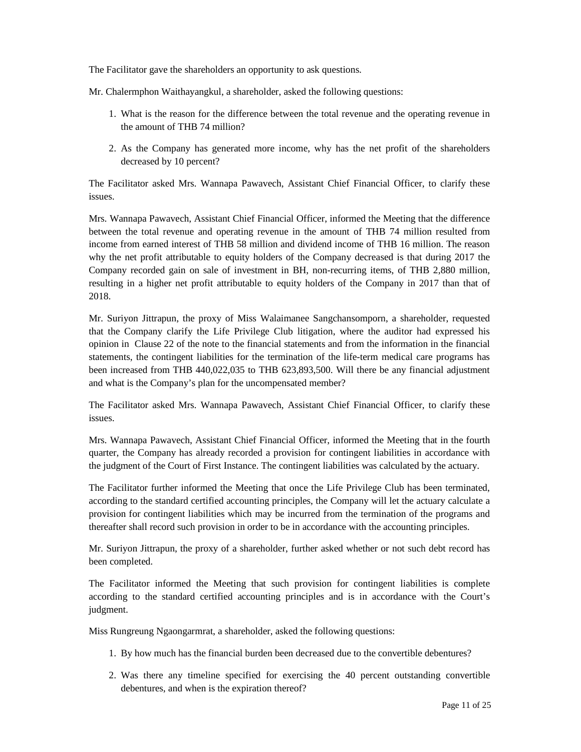The Facilitator gave the shareholders an opportunity to ask questions.

Mr. Chalermphon Waithayangkul, a shareholder, asked the following questions:

1. What is the reason for the difference between the total revenue and the operating revenue in the amount of THB 74 million?
2. As the Company has generated more income, why has the net profit of the shareholders decreased by 10 percent?

The Facilitator asked Mrs. Wannapa Pawavech, Assistant Chief Financial Officer, to clarify these issues.

Mrs. Wannapa Pawavech, Assistant Chief Financial Officer, informed the Meeting that the difference between the total revenue and operating revenue in the amount of THB 74 million resulted from income from earned interest of THB 58 million and dividend income of THB 16 million. The reason why the net profit attributable to equity holders of the Company decreased is that during 2017 the Company recorded gain on sale of investment in BH, non-recurring items, of THB 2,880 million, resulting in a higher net profit attributable to equity holders of the Company in 2017 than that of 2018.

Mr. Suriyon Jittrapun, the proxy of Miss Walaimanee Sangchansomporn, a shareholder, requested that the Company clarify the Life Privilege Club litigation, where the auditor had expressed his opinion in Clause 22 of the note to the financial statements and from the information in the financial statements, the contingent liabilities for the termination of the life-term medical care programs has been increased from THB 440,022,035 to THB 623,893,500. Will there be any financial adjustment and what is the Company's plan for the uncompensated member?

The Facilitator asked Mrs. Wannapa Pawavech, Assistant Chief Financial Officer, to clarify these issues.

Mrs. Wannapa Pawavech, Assistant Chief Financial Officer, informed the Meeting that in the fourth quarter, the Company has already recorded a provision for contingent liabilities in accordance with the judgment of the Court of First Instance. The contingent liabilities was calculated by the actuary.

The Facilitator further informed the Meeting that once the Life Privilege Club has been terminated, according to the standard certified accounting principles, the Company will let the actuary calculate a provision for contingent liabilities which may be incurred from the termination of the programs and thereafter shall record such provision in order to be in accordance with the accounting principles.

Mr. Suriyon Jittrapun, the proxy of a shareholder, further asked whether or not such debt record has been completed.

The Facilitator informed the Meeting that such provision for contingent liabilities is complete according to the standard certified accounting principles and is in accordance with the Court's judgment.

Miss Rungreung Ngaongarmrat, a shareholder, asked the following questions:

1. By how much has the financial burden been decreased due to the convertible debentures?
2. Was there any timeline specified for exercising the 40 percent outstanding convertible debentures, and when is the expiration thereof?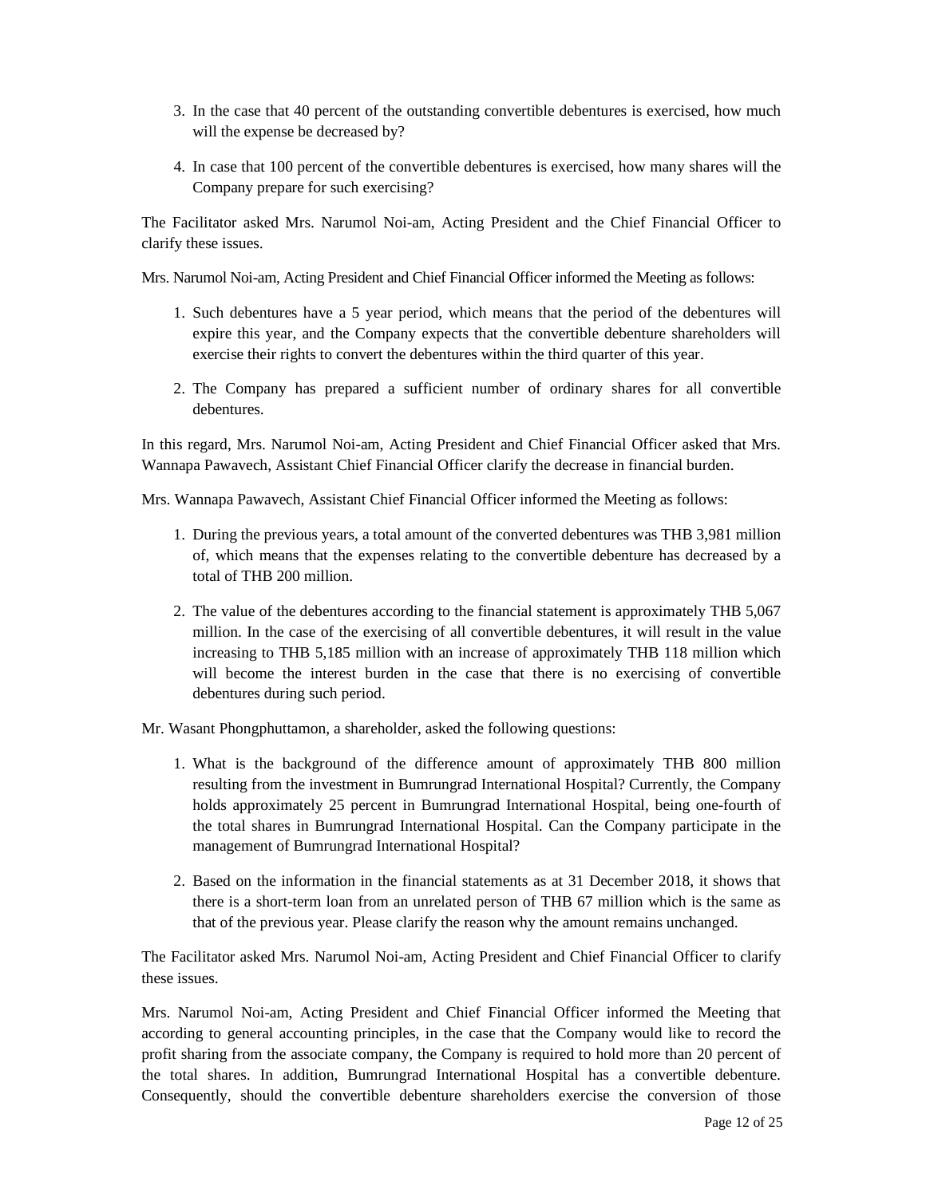3. In the case that 40 percent of the outstanding convertible debentures is exercised, how much will the expense be decreased by?

4. In case that 100 percent of the convertible debentures is exercised, how many shares will the Company prepare for such exercising?

The Facilitator asked Mrs. Narumol Noi-am, Acting President and the Chief Financial Officer to clarify these issues.

Mrs. Narumol Noi-am, Acting President and Chief Financial Officer informed the Meeting as follows:

1. Such debentures have a 5 year period, which means that the period of the debentures will expire this year, and the Company expects that the convertible debenture shareholders will exercise their rights to convert the debentures within the third quarter of this year.

2. The Company has prepared a sufficient number of ordinary shares for all convertible debentures.

In this regard, Mrs. Narumol Noi-am, Acting President and Chief Financial Officer asked that Mrs. Wannapa Pawavech, Assistant Chief Financial Officer clarify the decrease in financial burden.

Mrs. Wannapa Pawavech, Assistant Chief Financial Officer informed the Meeting as follows:

1. During the previous years, a total amount of the converted debentures was THB 3,981 million of, which means that the expenses relating to the convertible debenture has decreased by a total of THB 200 million.

2. The value of the debentures according to the financial statement is approximately THB 5,067 million. In the case of the exercising of all convertible debentures, it will result in the value increasing to THB 5,185 million with an increase of approximately THB 118 million which will become the interest burden in the case that there is no exercising of convertible debentures during such period.

Mr. Wasant Phongphuttamon, a shareholder, asked the following questions:

1. What is the background of the difference amount of approximately THB 800 million resulting from the investment in Bumrungrad International Hospital? Currently, the Company holds approximately 25 percent in Bumrungrad International Hospital, being one-fourth of the total shares in Bumrungrad International Hospital. Can the Company participate in the management of Bumrungrad International Hospital?

2. Based on the information in the financial statements as at 31 December 2018, it shows that there is a short-term loan from an unrelated person of THB 67 million which is the same as that of the previous year. Please clarify the reason why the amount remains unchanged.

The Facilitator asked Mrs. Narumol Noi-am, Acting President and Chief Financial Officer to clarify these issues.

Mrs. Narumol Noi-am, Acting President and Chief Financial Officer informed the Meeting that according to general accounting principles, in the case that the Company would like to record the profit sharing from the associate company, the Company is required to hold more than 20 percent of the total shares. In addition, Bumrungrad International Hospital has a convertible debenture. Consequently, should the convertible debenture shareholders exercise the conversion of those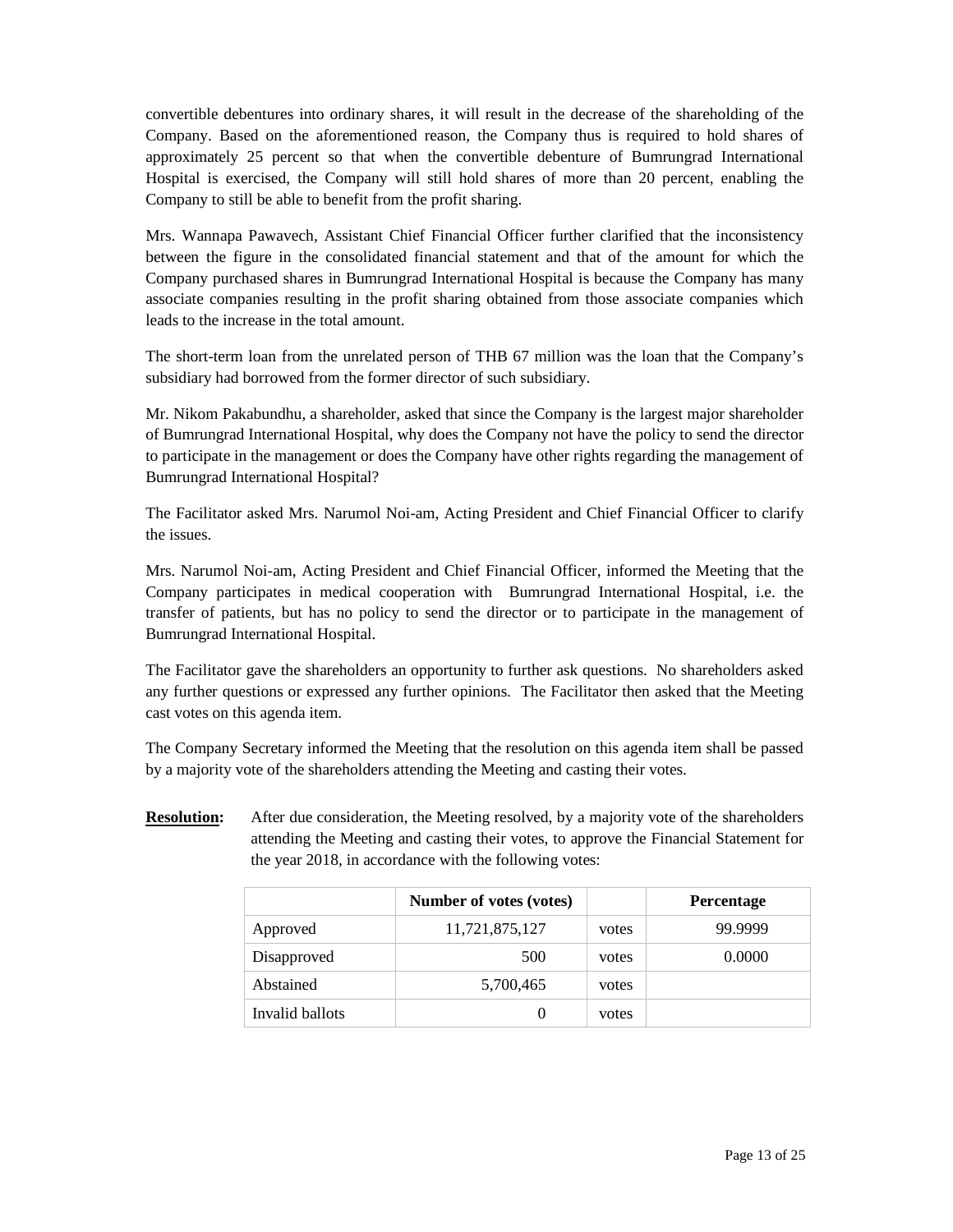convertible debentures into ordinary shares, it will result in the decrease of the shareholding of the Company. Based on the aforementioned reason, the Company thus is required to hold shares of approximately 25 percent so that when the convertible debenture of Bumrungrad International Hospital is exercised, the Company will still hold shares of more than 20 percent, enabling the Company to still be able to benefit from the profit sharing.

Mrs. Wannapa Pawavech, Assistant Chief Financial Officer further clarified that the inconsistency between the figure in the consolidated financial statement and that of the amount for which the Company purchased shares in Bumrungrad International Hospital is because the Company has many associate companies resulting in the profit sharing obtained from those associate companies which leads to the increase in the total amount.

The short-term loan from the unrelated person of THB 67 million was the loan that the Company's subsidiary had borrowed from the former director of such subsidiary.

Mr. Nikom Pakabundhu, a shareholder, asked that since the Company is the largest major shareholder of Bumrungrad International Hospital, why does the Company not have the policy to send the director to participate in the management or does the Company have other rights regarding the management of Bumrungrad International Hospital?

The Facilitator asked Mrs. Narumol Noi-am, Acting President and Chief Financial Officer to clarify the issues.

Mrs. Narumol Noi-am, Acting President and Chief Financial Officer, informed the Meeting that the Company participates in medical cooperation with Bumrungrad International Hospital, i.e. the transfer of patients, but has no policy to send the director or to participate in the management of Bumrungrad International Hospital.

The Facilitator gave the shareholders an opportunity to further ask questions. No shareholders asked any further questions or expressed any further opinions. The Facilitator then asked that the Meeting cast votes on this agenda item.

The Company Secretary informed the Meeting that the resolution on this agenda item shall be passed by a majority vote of the shareholders attending the Meeting and casting their votes.

**Resolution:** After due consideration, the Meeting resolved, by a majority vote of the shareholders attending the Meeting and casting their votes, to approve the Financial Statement for the year 2018, in accordance with the following votes:

| | Number of votes (votes) | | Percentage |
|---|---|---|---|
| Approved | 11,721,875,127 | votes | 99.9999 |
| Disapproved | 500 | votes | 0.0000 |
| Abstained | 5,700,465 | votes | |
| Invalid ballots | 0 | votes | |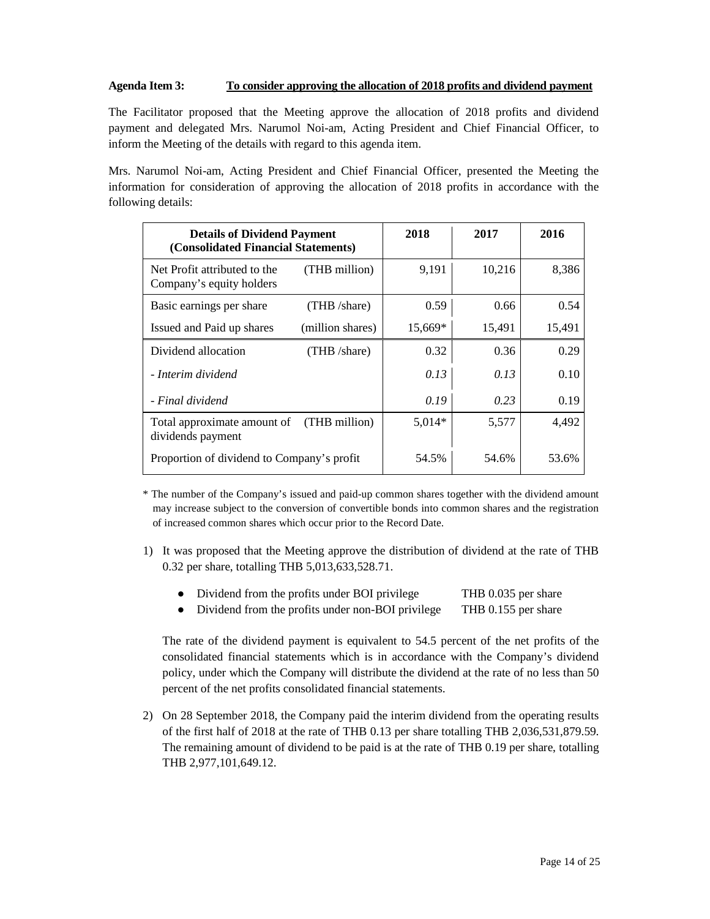**Agenda Item 3: To consider approving the allocation of 2018 profits and dividend payment**

The Facilitator proposed that the Meeting approve the allocation of 2018 profits and dividend payment and delegated Mrs. Narumol Noi-am, Acting President and Chief Financial Officer, to inform the Meeting of the details with regard to this agenda item.

Mrs. Narumol Noi-am, Acting President and Chief Financial Officer, presented the Meeting the information for consideration of approving the allocation of 2018 profits in accordance with the following details:

| Details of Dividend Payment (Consolidated Financial Statements) | | 2018 | 2017 | 2016 |
|---|---|---|---|---|
| Net Profit attributed to the Company's equity holders | (THB million) | 9,191 | 10,216 | 8,386 |
| Basic earnings per share | (THB /share) | 0.59 | 0.66 | 0.54 |
| Issued and Paid up shares | (million shares) | 15,669* | 15,491 | 15,491 |
| Dividend allocation | (THB /share) | 0.32 | 0.36 | 0.29 |
| *- Interim dividend* | | *0.13* | *0.13* | 0.10 |
| *- Final dividend* | | *0.19* | *0.23* | 0.19 |
| Total approximate amount of dividends payment | (THB million) | 5,014* | 5,577 | 4,492 |
| Proportion of dividend to Company's profit | | 54.5% | 54.6% | 53.6% |

\* The number of the Company's issued and paid-up common shares together with the dividend amount may increase subject to the conversion of convertible bonds into common shares and the registration of increased common shares which occur prior to the Record Date.

1) It was proposed that the Meeting approve the distribution of dividend at the rate of THB 0.32 per share, totalling THB 5,013,633,528.71.

   - Dividend from the profits under BOI privilege THB 0.035 per share
   - Dividend from the profits under non-BOI privilege THB 0.155 per share

   The rate of the dividend payment is equivalent to 54.5 percent of the net profits of the consolidated financial statements which is in accordance with the Company's dividend policy, under which the Company will distribute the dividend at the rate of no less than 50 percent of the net profits consolidated financial statements.

2) On 28 September 2018, the Company paid the interim dividend from the operating results of the first half of 2018 at the rate of THB 0.13 per share totalling THB 2,036,531,879.59. The remaining amount of dividend to be paid is at the rate of THB 0.19 per share, totalling THB 2,977,101,649.12.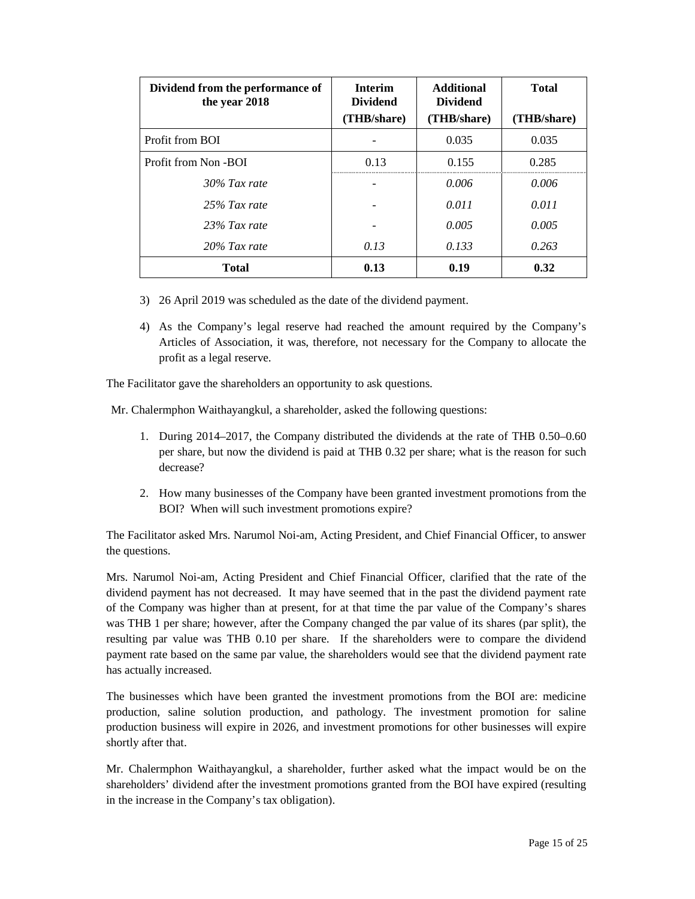| Dividend from the performance of the year 2018 | Interim Dividend (THB/share) | Additional Dividend (THB/share) | Total (THB/share) |
|---|---|---|---|
| Profit from BOI | - | 0.035 | 0.035 |
| Profit from Non -BOI | 0.13 | 0.155 | 0.285 |
| *30% Tax rate* | - | *0.006* | *0.006* |
| *25% Tax rate* | - | *0.011* | *0.011* |
| *23% Tax rate* | - | *0.005* | *0.005* |
| *20% Tax rate* | *0.13* | *0.133* | *0.263* |
| **Total** | **0.13** | **0.19** | **0.32** |

3) 26 April 2019 was scheduled as the date of the dividend payment.

4) As the Company's legal reserve had reached the amount required by the Company's Articles of Association, it was, therefore, not necessary for the Company to allocate the profit as a legal reserve.

The Facilitator gave the shareholders an opportunity to ask questions.

Mr. Chalermphon Waithayangkul, a shareholder, asked the following questions:

1. During 2014–2017, the Company distributed the dividends at the rate of THB 0.50–0.60 per share, but now the dividend is paid at THB 0.32 per share; what is the reason for such decrease?

2. How many businesses of the Company have been granted investment promotions from the BOI? When will such investment promotions expire?

The Facilitator asked Mrs. Narumol Noi-am, Acting President, and Chief Financial Officer, to answer the questions.

Mrs. Narumol Noi-am, Acting President and Chief Financial Officer, clarified that the rate of the dividend payment has not decreased. It may have seemed that in the past the dividend payment rate of the Company was higher than at present, for at that time the par value of the Company's shares was THB 1 per share; however, after the Company changed the par value of its shares (par split), the resulting par value was THB 0.10 per share. If the shareholders were to compare the dividend payment rate based on the same par value, the shareholders would see that the dividend payment rate has actually increased.

The businesses which have been granted the investment promotions from the BOI are: medicine production, saline solution production, and pathology. The investment promotion for saline production business will expire in 2026, and investment promotions for other businesses will expire shortly after that.

Mr. Chalermphon Waithayangkul, a shareholder, further asked what the impact would be on the shareholders' dividend after the investment promotions granted from the BOI have expired (resulting in the increase in the Company's tax obligation).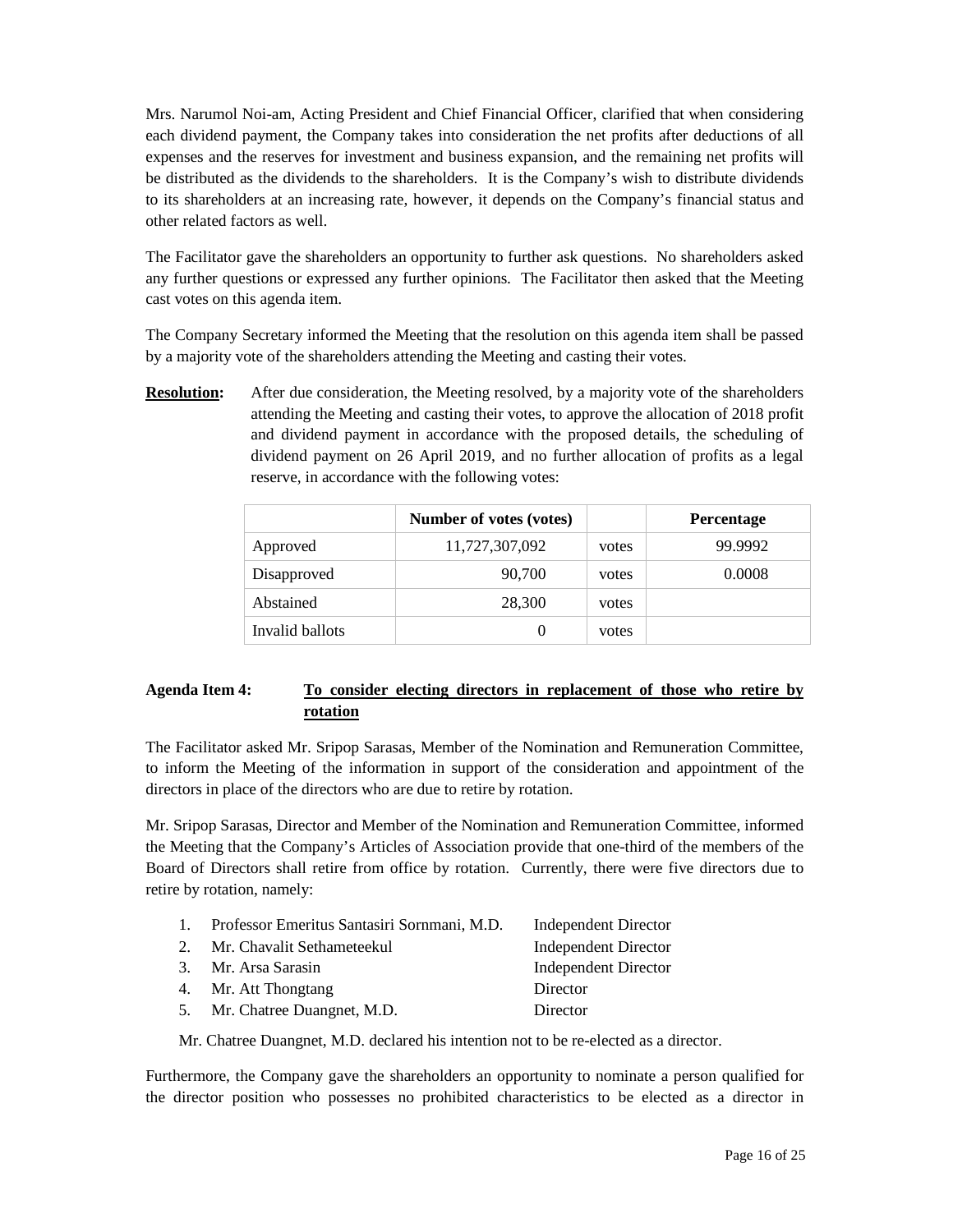Mrs. Narumol Noi-am, Acting President and Chief Financial Officer, clarified that when considering each dividend payment, the Company takes into consideration the net profits after deductions of all expenses and the reserves for investment and business expansion, and the remaining net profits will be distributed as the dividends to the shareholders. It is the Company's wish to distribute dividends to its shareholders at an increasing rate, however, it depends on the Company's financial status and other related factors as well.

The Facilitator gave the shareholders an opportunity to further ask questions. No shareholders asked any further questions or expressed any further opinions. The Facilitator then asked that the Meeting cast votes on this agenda item.

The Company Secretary informed the Meeting that the resolution on this agenda item shall be passed by a majority vote of the shareholders attending the Meeting and casting their votes.

**Resolution:** After due consideration, the Meeting resolved, by a majority vote of the shareholders attending the Meeting and casting their votes, to approve the allocation of 2018 profit and dividend payment in accordance with the proposed details, the scheduling of dividend payment on 26 April 2019, and no further allocation of profits as a legal reserve, in accordance with the following votes:

| | Number of votes (votes) | | Percentage |
|---|---|---|---|
| Approved | 11,727,307,092 | votes | 99.9992 |
| Disapproved | 90,700 | votes | 0.0008 |
| Abstained | 28,300 | votes | |
| Invalid ballots | 0 | votes | |

**Agenda Item 4:** **To consider electing directors in replacement of those who retire by rotation**

The Facilitator asked Mr. Sripop Sarasas, Member of the Nomination and Remuneration Committee, to inform the Meeting of the information in support of the consideration and appointment of the directors in place of the directors who are due to retire by rotation.

Mr. Sripop Sarasas, Director and Member of the Nomination and Remuneration Committee, informed the Meeting that the Company's Articles of Association provide that one-third of the members of the Board of Directors shall retire from office by rotation. Currently, there were five directors due to retire by rotation, namely:

1. Professor Emeritus Santasiri Sornmani, M.D. — Independent Director
2. Mr. Chavalit Sethameteekul — Independent Director
3. Mr. Arsa Sarasin — Independent Director
4. Mr. Att Thongtang — Director
5. Mr. Chatree Duangnet, M.D. — Director

Mr. Chatree Duangnet, M.D. declared his intention not to be re-elected as a director.

Furthermore, the Company gave the shareholders an opportunity to nominate a person qualified for the director position who possesses no prohibited characteristics to be elected as a director in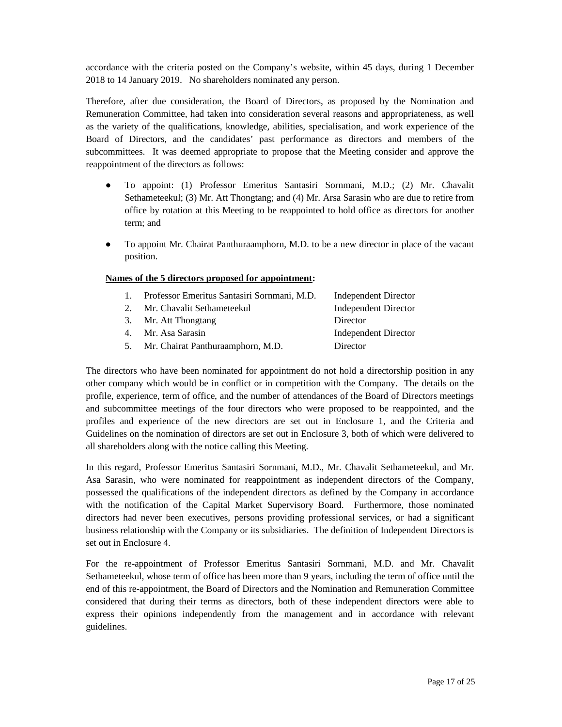accordance with the criteria posted on the Company's website, within 45 days, during 1 December 2018 to 14 January 2019. No shareholders nominated any person.

Therefore, after due consideration, the Board of Directors, as proposed by the Nomination and Remuneration Committee, had taken into consideration several reasons and appropriateness, as well as the variety of the qualifications, knowledge, abilities, specialisation, and work experience of the Board of Directors, and the candidates' past performance as directors and members of the subcommittees. It was deemed appropriate to propose that the Meeting consider and approve the reappointment of the directors as follows:

- To appoint: (1) Professor Emeritus Santasiri Sornmani, M.D.; (2) Mr. Chavalit Sethameteekul; (3) Mr. Att Thongtang; and (4) Mr. Arsa Sarasin who are due to retire from office by rotation at this Meeting to be reappointed to hold office as directors for another term; and

- To appoint Mr. Chairat Panthuraamphorn, M.D. to be a new director in place of the vacant position.

**Names of the 5 directors proposed for appointment:**

| | | |
|---|---|---|
| 1. | Professor Emeritus Santasiri Sornmani, M.D. | Independent Director |
| 2. | Mr. Chavalit Sethameteekul | Independent Director |
| 3. | Mr. Att Thongtang | Director |
| 4. | Mr. Asa Sarasin | Independent Director |
| 5. | Mr. Chairat Panthuraamphorn, M.D. | Director |

The directors who have been nominated for appointment do not hold a directorship position in any other company which would be in conflict or in competition with the Company. The details on the profile, experience, term of office, and the number of attendances of the Board of Directors meetings and subcommittee meetings of the four directors who were proposed to be reappointed, and the profiles and experience of the new directors are set out in Enclosure 1, and the Criteria and Guidelines on the nomination of directors are set out in Enclosure 3, both of which were delivered to all shareholders along with the notice calling this Meeting.

In this regard, Professor Emeritus Santasiri Sornmani, M.D., Mr. Chavalit Sethameteekul, and Mr. Asa Sarasin, who were nominated for reappointment as independent directors of the Company, possessed the qualifications of the independent directors as defined by the Company in accordance with the notification of the Capital Market Supervisory Board. Furthermore, those nominated directors had never been executives, persons providing professional services, or had a significant business relationship with the Company or its subsidiaries. The definition of Independent Directors is set out in Enclosure 4.

For the re-appointment of Professor Emeritus Santasiri Sornmani, M.D. and Mr. Chavalit Sethameteekul, whose term of office has been more than 9 years, including the term of office until the end of this re-appointment, the Board of Directors and the Nomination and Remuneration Committee considered that during their terms as directors, both of these independent directors were able to express their opinions independently from the management and in accordance with relevant guidelines.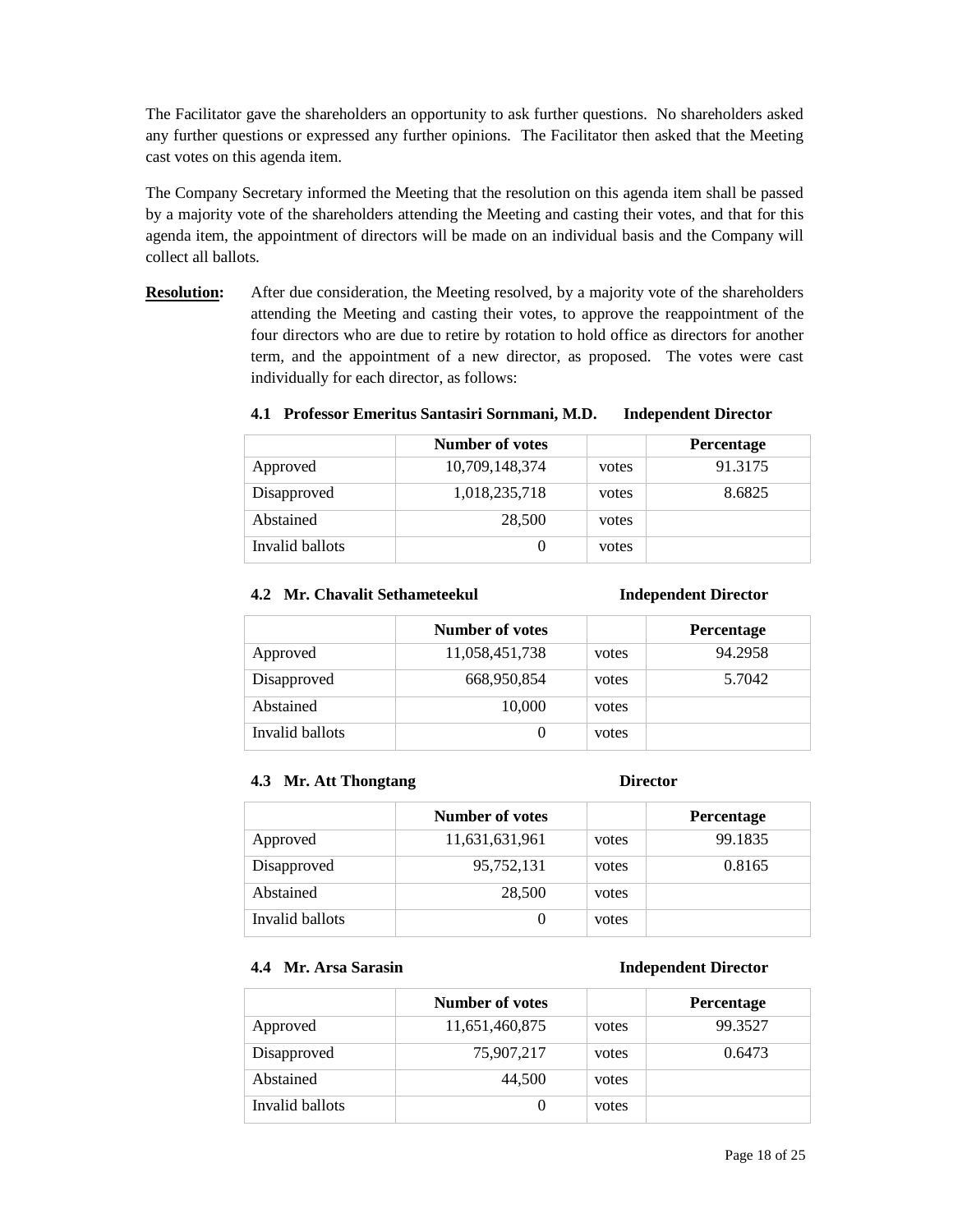The Facilitator gave the shareholders an opportunity to ask further questions. No shareholders asked any further questions or expressed any further opinions. The Facilitator then asked that the Meeting cast votes on this agenda item.

The Company Secretary informed the Meeting that the resolution on this agenda item shall be passed by a majority vote of the shareholders attending the Meeting and casting their votes, and that for this agenda item, the appointment of directors will be made on an individual basis and the Company will collect all ballots.

**Resolution:** After due consideration, the Meeting resolved, by a majority vote of the shareholders attending the Meeting and casting their votes, to approve the reappointment of the four directors who are due to retire by rotation to hold office as directors for another term, and the appointment of a new director, as proposed. The votes were cast individually for each director, as follows:

**4.1 Professor Emeritus Santasiri Sornmani, M.D. Independent Director**

| | Number of votes | | Percentage |
|---|---|---|---|
| Approved | 10,709,148,374 | votes | 91.3175 |
| Disapproved | 1,018,235,718 | votes | 8.6825 |
| Abstained | 28,500 | votes | |
| Invalid ballots | 0 | votes | |

**4.2 Mr. Chavalit Sethameteekul Independent Director**

| | Number of votes | | Percentage |
|---|---|---|---|
| Approved | 11,058,451,738 | votes | 94.2958 |
| Disapproved | 668,950,854 | votes | 5.7042 |
| Abstained | 10,000 | votes | |
| Invalid ballots | 0 | votes | |

**4.3 Mr. Att Thongtang Director**

| | Number of votes | | Percentage |
|---|---|---|---|
| Approved | 11,631,631,961 | votes | 99.1835 |
| Disapproved | 95,752,131 | votes | 0.8165 |
| Abstained | 28,500 | votes | |
| Invalid ballots | 0 | votes | |

**4.4 Mr. Arsa Sarasin Independent Director**

| | Number of votes | | Percentage |
|---|---|---|---|
| Approved | 11,651,460,875 | votes | 99.3527 |
| Disapproved | 75,907,217 | votes | 0.6473 |
| Abstained | 44,500 | votes | |
| Invalid ballots | 0 | votes | |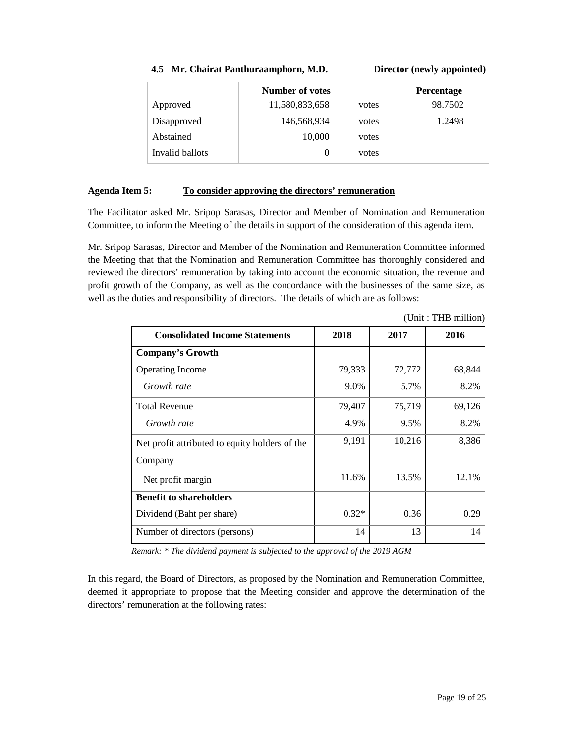**4.5 Mr. Chairat Panthuraamphorn, M.D. Director (newly appointed)**

| | Number of votes | | Percentage |
|---|---|---|---|
| Approved | 11,580,833,658 | votes | 98.7502 |
| Disapproved | 146,568,934 | votes | 1.2498 |
| Abstained | 10,000 | votes | |
| Invalid ballots | 0 | votes | |

**Agenda Item 5: <u>To consider approving the directors' remuneration</u>**

The Facilitator asked Mr. Sripop Sarasas, Director and Member of Nomination and Remuneration Committee, to inform the Meeting of the details in support of the consideration of this agenda item.

Mr. Sripop Sarasas, Director and Member of the Nomination and Remuneration Committee informed the Meeting that that the Nomination and Remuneration Committee has thoroughly considered and reviewed the directors' remuneration by taking into account the economic situation, the revenue and profit growth of the Company, as well as the concordance with the businesses of the same size, as well as the duties and responsibility of directors. The details of which are as follows:

(Unit : THB million)

| Consolidated Income Statements | 2018 | 2017 | 2016 |
|---|---|---|---|
| **Company's Growth** | | | |
| Operating Income | 79,333 | 72,772 | 68,844 |
| *Growth rate* | 9.0% | 5.7% | 8.2% |
| Total Revenue | 79,407 | 75,719 | 69,126 |
| *Growth rate* | 4.9% | 9.5% | 8.2% |
| Net profit attributed to equity holders of the Company | 9,191 | 10,216 | 8,386 |
| Net profit margin | 11.6% | 13.5% | 12.1% |
| **<u>Benefit to shareholders</u>** | | | |
| Dividend (Baht per share) | 0.32* | 0.36 | 0.29 |
| Number of directors (persons) | 14 | 13 | 14 |

*Remark: * The dividend payment is subjected to the approval of the 2019 AGM*

In this regard, the Board of Directors, as proposed by the Nomination and Remuneration Committee, deemed it appropriate to propose that the Meeting consider and approve the determination of the directors' remuneration at the following rates: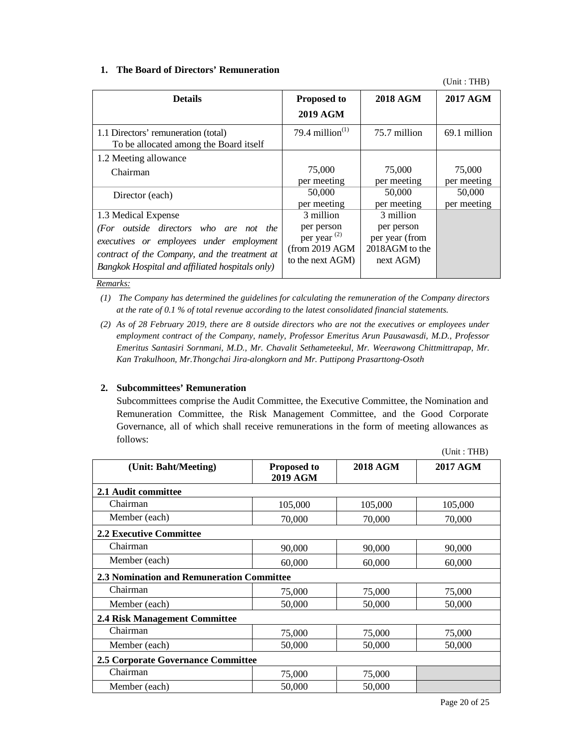## 1. The Board of Directors' Remuneration

(Unit : THB)

| Details | Proposed to 2019 AGM | 2018 AGM | 2017 AGM |
|---|---|---|---|
| 1.1 Directors' remuneration (total) To be allocated among the Board itself | 79.4 million[(1)] | 75.7 million | 69.1 million |
| 1.2 Meeting allowance | | | |
| Chairman | 75,000 per meeting | 75,000 per meeting | 75,000 per meeting |
| Director (each) | 50,000 per meeting | 50,000 per meeting | 50,000 per meeting |
| 1.3 Medical Expense *(For outside directors who are not the executives or employees under employment contract of the Company, and the treatment at Bangkok Hospital and affiliated hospitals only)* | 3 million per person per year [(2)] (from 2019 AGM to the next AGM) | 3 million per person per year (from 2018AGM to the next AGM) | |

*Remarks:*

*(1) The Company has determined the guidelines for calculating the remuneration of the Company directors at the rate of 0.1 % of total revenue according to the latest consolidated financial statements.*

*(2) As of 28 February 2019, there are 8 outside directors who are not the executives or employees under employment contract of the Company, namely, Professor Emeritus Arun Pausawasdi, M.D., Professor Emeritus Santasiri Sornmani, M.D., Mr. Chavalit Sethameteekul, Mr. Weerawong Chittmittrapap, Mr. Kan Trakulhoon, Mr.Thongchai Jira-alongkorn and Mr. Puttipong Prasarttong-Osoth*

## 2. Subcommittees' Remuneration

Subcommittees comprise the Audit Committee, the Executive Committee, the Nomination and Remuneration Committee, the Risk Management Committee, and the Good Corporate Governance, all of which shall receive remunerations in the form of meeting allowances as follows:

(Unit : THB)

| (Unit: Baht/Meeting) | Proposed to 2019 AGM | 2018 AGM | 2017 AGM |
|---|---|---|---|
| **2.1 Audit committee** | | | |
| Chairman | 105,000 | 105,000 | 105,000 |
| Member (each) | 70,000 | 70,000 | 70,000 |
| **2.2 Executive Committee** | | | |
| Chairman | 90,000 | 90,000 | 90,000 |
| Member (each) | 60,000 | 60,000 | 60,000 |
| **2.3 Nomination and Remuneration Committee** | | | |
| Chairman | 75,000 | 75,000 | 75,000 |
| Member (each) | 50,000 | 50,000 | 50,000 |
| **2.4 Risk Management Committee** | | | |
| Chairman | 75,000 | 75,000 | 75,000 |
| Member (each) | 50,000 | 50,000 | 50,000 |
| **2.5 Corporate Governance Committee** | | | |
| Chairman | 75,000 | 75,000 | |
| Member (each) | 50,000 | 50,000 | |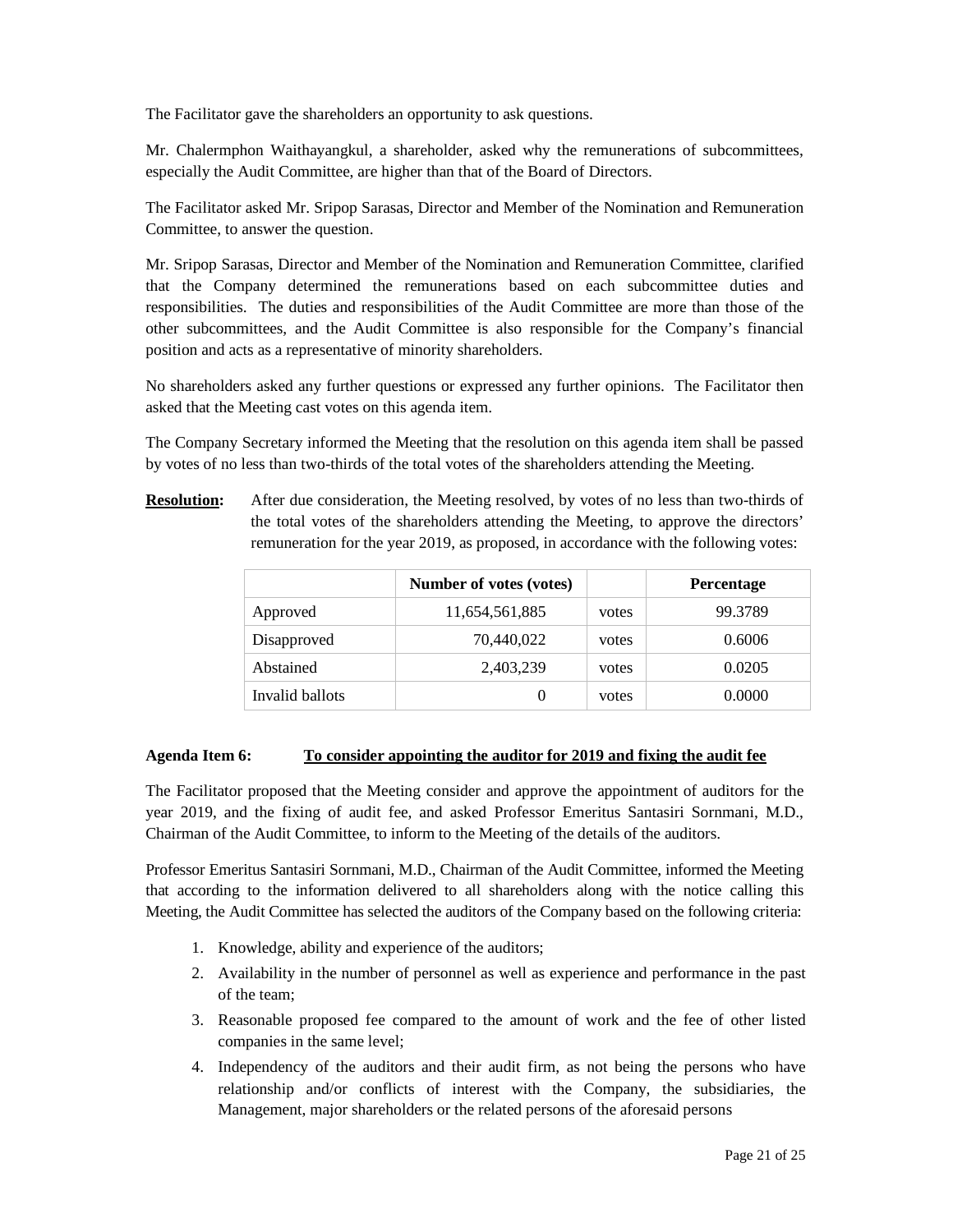The Facilitator gave the shareholders an opportunity to ask questions.

Mr. Chalermphon Waithayangkul, a shareholder, asked why the remunerations of subcommittees, especially the Audit Committee, are higher than that of the Board of Directors.

The Facilitator asked Mr. Sripop Sarasas, Director and Member of the Nomination and Remuneration Committee, to answer the question.

Mr. Sripop Sarasas, Director and Member of the Nomination and Remuneration Committee, clarified that the Company determined the remunerations based on each subcommittee duties and responsibilities. The duties and responsibilities of the Audit Committee are more than those of the other subcommittees, and the Audit Committee is also responsible for the Company's financial position and acts as a representative of minority shareholders.

No shareholders asked any further questions or expressed any further opinions. The Facilitator then asked that the Meeting cast votes on this agenda item.

The Company Secretary informed the Meeting that the resolution on this agenda item shall be passed by votes of no less than two-thirds of the total votes of the shareholders attending the Meeting.

**Resolution:** After due consideration, the Meeting resolved, by votes of no less than two-thirds of the total votes of the shareholders attending the Meeting, to approve the directors' remuneration for the year 2019, as proposed, in accordance with the following votes:

| | Number of votes (votes) | | Percentage |
|---|---|---|---|
| Approved | 11,654,561,885 | votes | 99.3789 |
| Disapproved | 70,440,022 | votes | 0.6006 |
| Abstained | 2,403,239 | votes | 0.0205 |
| Invalid ballots | 0 | votes | 0.0000 |

**Agenda Item 6:** **To consider appointing the auditor for 2019 and fixing the audit fee**

The Facilitator proposed that the Meeting consider and approve the appointment of auditors for the year 2019, and the fixing of audit fee, and asked Professor Emeritus Santasiri Sornmani, M.D., Chairman of the Audit Committee, to inform to the Meeting of the details of the auditors.

Professor Emeritus Santasiri Sornmani, M.D., Chairman of the Audit Committee, informed the Meeting that according to the information delivered to all shareholders along with the notice calling this Meeting, the Audit Committee has selected the auditors of the Company based on the following criteria:

1. Knowledge, ability and experience of the auditors;
2. Availability in the number of personnel as well as experience and performance in the past of the team;
3. Reasonable proposed fee compared to the amount of work and the fee of other listed companies in the same level;
4. Independency of the auditors and their audit firm, as not being the persons who have relationship and/or conflicts of interest with the Company, the subsidiaries, the Management, major shareholders or the related persons of the aforesaid persons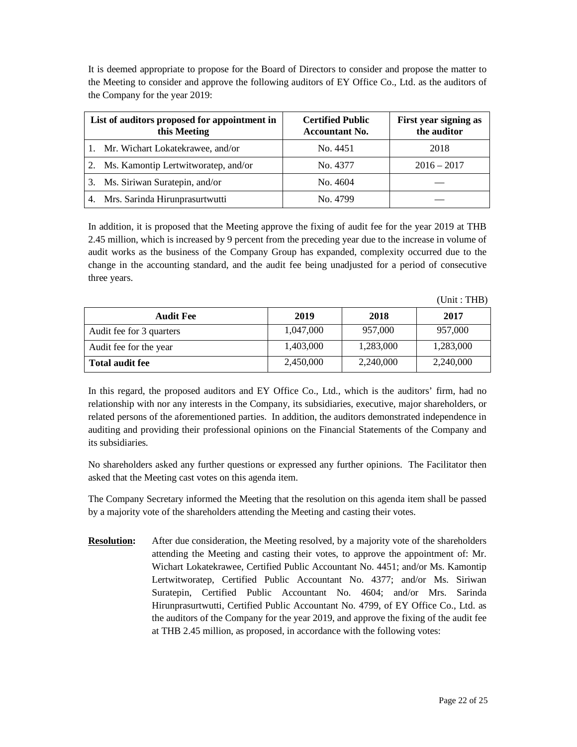It is deemed appropriate to propose for the Board of Directors to consider and propose the matter to the Meeting to consider and approve the following auditors of EY Office Co., Ltd. as the auditors of the Company for the year 2019:

| List of auditors proposed for appointment in this Meeting | Certified Public Accountant No. | First year signing as the auditor |
|---|---|---|
| 1. Mr. Wichart Lokatekrawee, and/or | No. 4451 | 2018 |
| 2. Ms. Kamontip Lertwitworatep, and/or | No. 4377 | 2016 – 2017 |
| 3. Ms. Siriwan Suratepin, and/or | No. 4604 | — |
| 4. Mrs. Sarinda Hirunprasurtwutti | No. 4799 | — |

In addition, it is proposed that the Meeting approve the fixing of audit fee for the year 2019 at THB 2.45 million, which is increased by 9 percent from the preceding year due to the increase in volume of audit works as the business of the Company Group has expanded, complexity occurred due to the change in the accounting standard, and the audit fee being unadjusted for a period of consecutive three years.

(Unit : THB)

| Audit Fee | 2019 | 2018 | 2017 |
|---|---|---|---|
| Audit fee for 3 quarters | 1,047,000 | 957,000 | 957,000 |
| Audit fee for the year | 1,403,000 | 1,283,000 | 1,283,000 |
| **Total audit fee** | 2,450,000 | 2,240,000 | 2,240,000 |

In this regard, the proposed auditors and EY Office Co., Ltd., which is the auditors' firm, had no relationship with nor any interests in the Company, its subsidiaries, executive, major shareholders, or related persons of the aforementioned parties. In addition, the auditors demonstrated independence in auditing and providing their professional opinions on the Financial Statements of the Company and its subsidiaries.

No shareholders asked any further questions or expressed any further opinions. The Facilitator then asked that the Meeting cast votes on this agenda item.

The Company Secretary informed the Meeting that the resolution on this agenda item shall be passed by a majority vote of the shareholders attending the Meeting and casting their votes.

**Resolution:** After due consideration, the Meeting resolved, by a majority vote of the shareholders attending the Meeting and casting their votes, to approve the appointment of: Mr. Wichart Lokatekrawee, Certified Public Accountant No. 4451; and/or Ms. Kamontip Lertwitworatep, Certified Public Accountant No. 4377; and/or Ms. Siriwan Suratepin, Certified Public Accountant No. 4604; and/or Mrs. Sarinda Hirunprasurtwutti, Certified Public Accountant No. 4799, of EY Office Co., Ltd. as the auditors of the Company for the year 2019, and approve the fixing of the audit fee at THB 2.45 million, as proposed, in accordance with the following votes: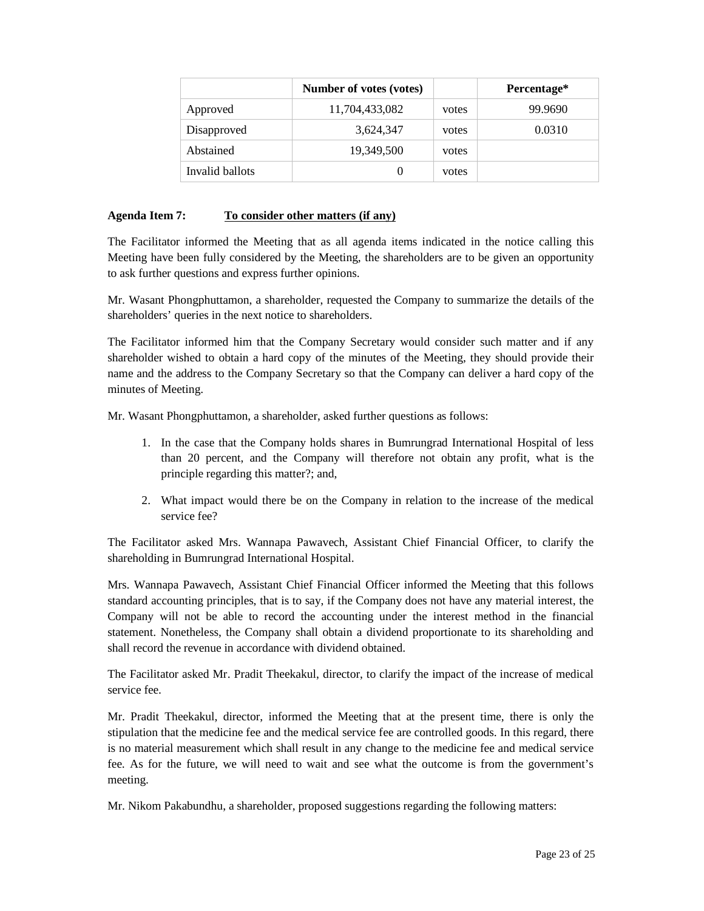| | Number of votes (votes) | | Percentage* |
|---|---|---|---|
| Approved | 11,704,433,082 | votes | 99.9690 |
| Disapproved | 3,624,347 | votes | 0.0310 |
| Abstained | 19,349,500 | votes | |
| Invalid ballots | 0 | votes | |

**Agenda Item 7:** **<u>To consider other matters (if any)</u>**

The Facilitator informed the Meeting that as all agenda items indicated in the notice calling this Meeting have been fully considered by the Meeting, the shareholders are to be given an opportunity to ask further questions and express further opinions.

Mr. Wasant Phongphuttamon, a shareholder, requested the Company to summarize the details of the shareholders' queries in the next notice to shareholders.

The Facilitator informed him that the Company Secretary would consider such matter and if any shareholder wished to obtain a hard copy of the minutes of the Meeting, they should provide their name and the address to the Company Secretary so that the Company can deliver a hard copy of the minutes of Meeting.

Mr. Wasant Phongphuttamon, a shareholder, asked further questions as follows:

1. In the case that the Company holds shares in Bumrungrad International Hospital of less than 20 percent, and the Company will therefore not obtain any profit, what is the principle regarding this matter?; and,

2. What impact would there be on the Company in relation to the increase of the medical service fee?

The Facilitator asked Mrs. Wannapa Pawavech, Assistant Chief Financial Officer, to clarify the shareholding in Bumrungrad International Hospital.

Mrs. Wannapa Pawavech, Assistant Chief Financial Officer informed the Meeting that this follows standard accounting principles, that is to say, if the Company does not have any material interest, the Company will not be able to record the accounting under the interest method in the financial statement. Nonetheless, the Company shall obtain a dividend proportionate to its shareholding and shall record the revenue in accordance with dividend obtained.

The Facilitator asked Mr. Pradit Theekakul, director, to clarify the impact of the increase of medical service fee.

Mr. Pradit Theekakul, director, informed the Meeting that at the present time, there is only the stipulation that the medicine fee and the medical service fee are controlled goods. In this regard, there is no material measurement which shall result in any change to the medicine fee and medical service fee. As for the future, we will need to wait and see what the outcome is from the government's meeting.

Mr. Nikom Pakabundhu, a shareholder, proposed suggestions regarding the following matters: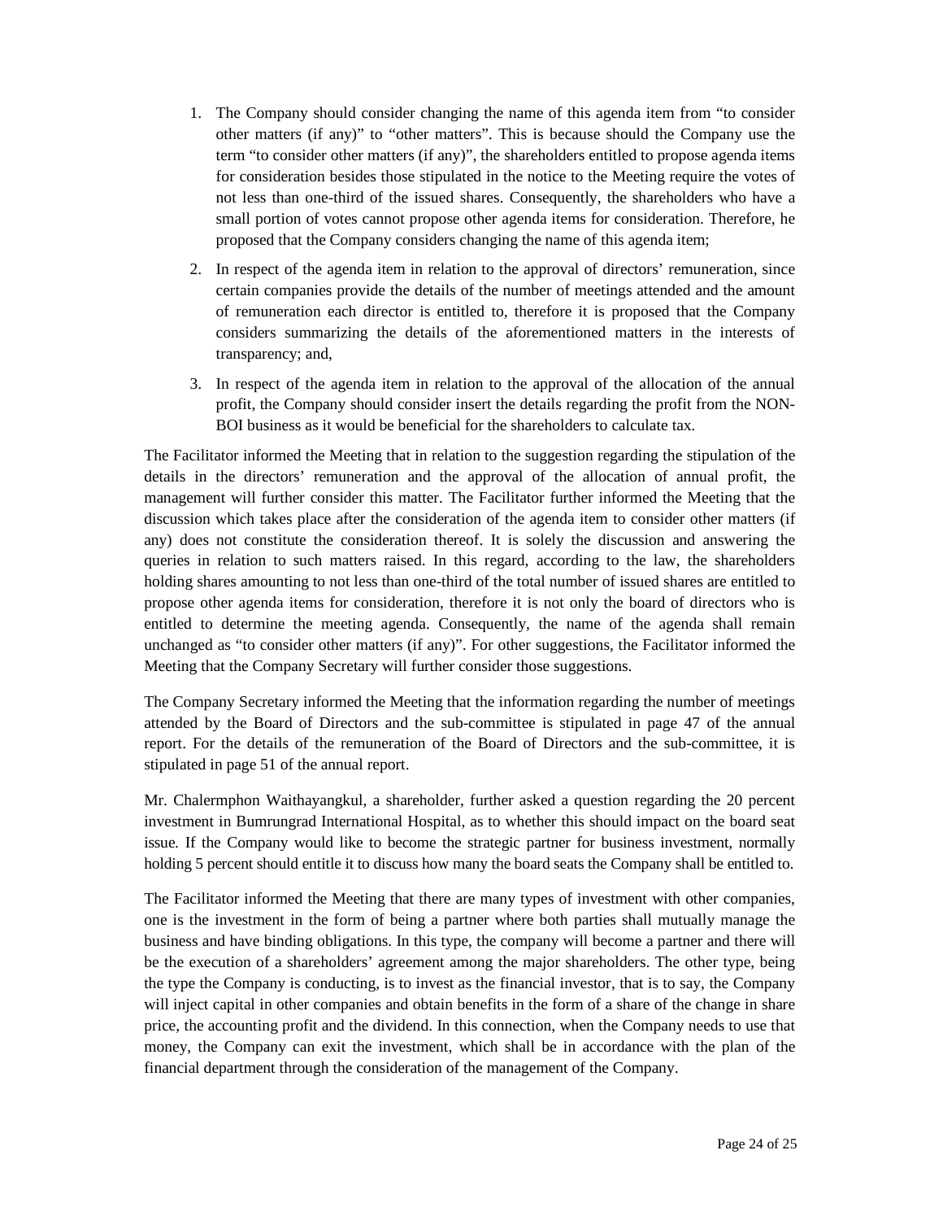1. The Company should consider changing the name of this agenda item from "to consider other matters (if any)" to "other matters". This is because should the Company use the term "to consider other matters (if any)", the shareholders entitled to propose agenda items for consideration besides those stipulated in the notice to the Meeting require the votes of not less than one-third of the issued shares. Consequently, the shareholders who have a small portion of votes cannot propose other agenda items for consideration. Therefore, he proposed that the Company considers changing the name of this agenda item;

2. In respect of the agenda item in relation to the approval of directors' remuneration, since certain companies provide the details of the number of meetings attended and the amount of remuneration each director is entitled to, therefore it is proposed that the Company considers summarizing the details of the aforementioned matters in the interests of transparency; and,

3. In respect of the agenda item in relation to the approval of the allocation of the annual profit, the Company should consider insert the details regarding the profit from the NON-BOI business as it would be beneficial for the shareholders to calculate tax.

The Facilitator informed the Meeting that in relation to the suggestion regarding the stipulation of the details in the directors' remuneration and the approval of the allocation of annual profit, the management will further consider this matter. The Facilitator further informed the Meeting that the discussion which takes place after the consideration of the agenda item to consider other matters (if any) does not constitute the consideration thereof. It is solely the discussion and answering the queries in relation to such matters raised. In this regard, according to the law, the shareholders holding shares amounting to not less than one-third of the total number of issued shares are entitled to propose other agenda items for consideration, therefore it is not only the board of directors who is entitled to determine the meeting agenda. Consequently, the name of the agenda shall remain unchanged as "to consider other matters (if any)". For other suggestions, the Facilitator informed the Meeting that the Company Secretary will further consider those suggestions.

The Company Secretary informed the Meeting that the information regarding the number of meetings attended by the Board of Directors and the sub-committee is stipulated in page 47 of the annual report. For the details of the remuneration of the Board of Directors and the sub-committee, it is stipulated in page 51 of the annual report.

Mr. Chalermphon Waithayangkul, a shareholder, further asked a question regarding the 20 percent investment in Bumrungrad International Hospital, as to whether this should impact on the board seat issue. If the Company would like to become the strategic partner for business investment, normally holding 5 percent should entitle it to discuss how many the board seats the Company shall be entitled to.

The Facilitator informed the Meeting that there are many types of investment with other companies, one is the investment in the form of being a partner where both parties shall mutually manage the business and have binding obligations. In this type, the company will become a partner and there will be the execution of a shareholders' agreement among the major shareholders. The other type, being the type the Company is conducting, is to invest as the financial investor, that is to say, the Company will inject capital in other companies and obtain benefits in the form of a share of the change in share price, the accounting profit and the dividend. In this connection, when the Company needs to use that money, the Company can exit the investment, which shall be in accordance with the plan of the financial department through the consideration of the management of the Company.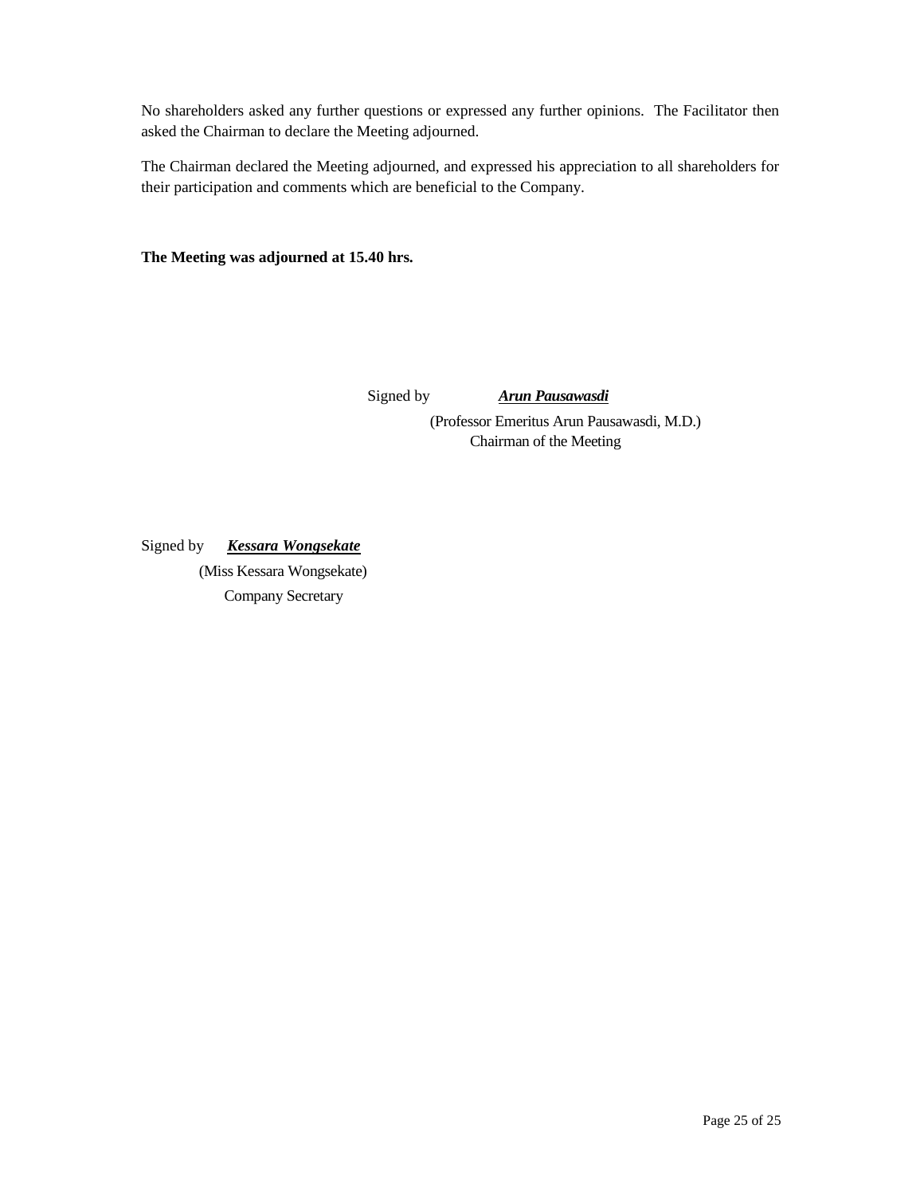No shareholders asked any further questions or expressed any further opinions. The Facilitator then asked the Chairman to declare the Meeting adjourned.

The Chairman declared the Meeting adjourned, and expressed his appreciation to all shareholders for their participation and comments which are beneficial to the Company.

**The Meeting was adjourned at 15.40 hrs.**

Signed by ***Arun Pausawasdi***

(Professor Emeritus Arun Pausawasdi, M.D.)
Chairman of the Meeting

Signed by ***Kessara Wongsekate***

(Miss Kessara Wongsekate)
Company Secretary